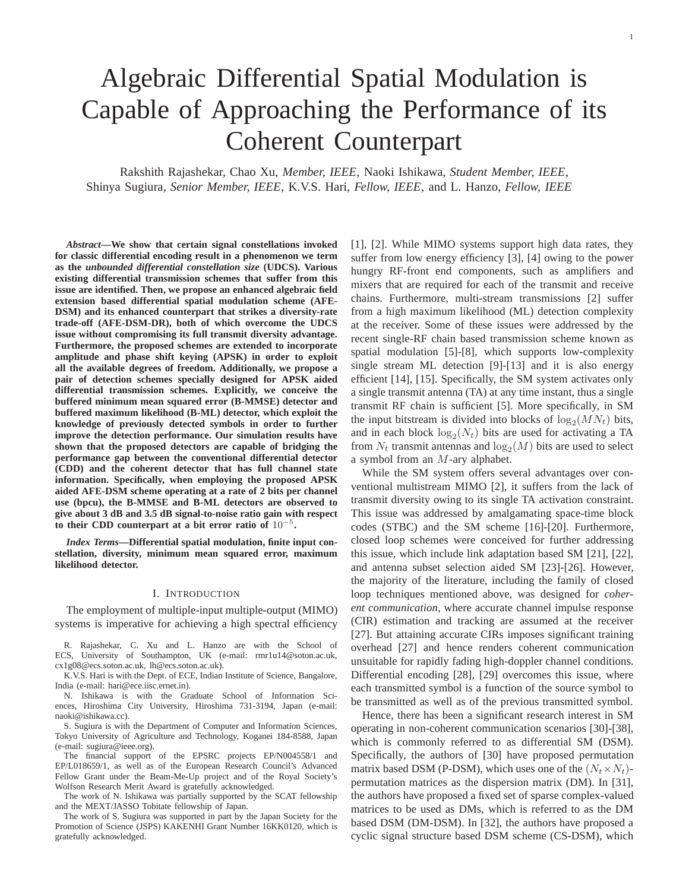# Algebraic Differential Spatial Modulation is Capable of Approaching the Performance of its Coherent Counterpart

Rakshith Rajashekar, Chao Xu, *Member, IEEE*, Naoki Ishikawa, *Student Member, IEEE*, Shinya Sugiura, *Senior Member, IEEE*, K.V.S. Hari, *Fellow, IEEE*, and L. Hanzo, *Fellow, IEEE*

***Abstract*—We show that certain signal constellations invoked for classic differential encoding result in a phenomenon we term as the *unbounded differential constellation size* (UDCS). Various existing differential transmission schemes that suffer from this issue are identified. Then, we propose an enhanced algebraic field extension based differential spatial modulation scheme (AFE-DSM) and its enhanced counterpart that strikes a diversity-rate trade-off (AFE-DSM-DR), both of which overcome the UDCS issue without compromising its full transmit diversity advantage. Furthermore, the proposed schemes are extended to incorporate amplitude and phase shift keying (APSK) in order to exploit all the available degrees of freedom. Additionally, we propose a pair of detection schemes specially designed for APSK aided differential transmission schemes. Explicitly, we conceive the buffered minimum mean squared error (B-MMSE) detector and buffered maximum likelihood (B-ML) detector, which exploit the knowledge of previously detected symbols in order to further improve the detection performance. Our simulation results have shown that the proposed detectors are capable of bridging the performance gap between the conventional differential detector (CDD) and the coherent detector that has full channel state information. Specifically, when employing the proposed APSK aided AFE-DSM scheme operating at a rate of 2 bits per channel use (bpcu), the B-MMSE and B-ML detectors are observed to give about 3 dB and 3.5 dB signal-to-noise ratio gain with respect to their CDD counterpart at a bit error ratio of $10^{-5}$.**

***Index Terms*—Differential spatial modulation, finite input constellation, diversity, minimum mean squared error, maximum likelihood detector.**

## I. Introduction

The employment of multiple-input multiple-output (MIMO) systems is imperative for achieving a high spectral efficiency [1], [2]. While MIMO systems support high data rates, they suffer from low energy efficiency [3], [4] owing to the power hungry RF-front end components, such as amplifiers and mixers that are required for each of the transmit and receive chains. Furthermore, multi-stream transmissions [2] suffer from a high maximum likelihood (ML) detection complexity at the receiver. Some of these issues were addressed by the recent single-RF chain based transmission scheme known as spatial modulation [5]-[8], which supports low-complexity single stream ML detection [9]-[13] and it is also energy efficient [14], [15]. Specifically, the SM system activates only a single transmit antenna (TA) at any time instant, thus a single transmit RF chain is sufficient [5]. More specifically, in SM the input bitstream is divided into blocks of $\log_2(MN_t)$ bits, and in each block $\log_2(N_t)$ bits are used for activating a TA from $N_t$ transmit antennas and $\log_2(M)$ bits are used to select a symbol from an $M$-ary alphabet.

While the SM system offers several advantages over conventional multistream MIMO [2], it suffers from the lack of transmit diversity owing to its single TA activation constraint. This issue was addressed by amalgamating space-time block codes (STBC) and the SM scheme [16]-[20]. Furthermore, closed loop schemes were conceived for further addressing this issue, which include link adaptation based SM [21], [22], and antenna subset selection aided SM [23]-[26]. However, the majority of the literature, including the family of closed loop techniques mentioned above, was designed for *coherent communication*, where accurate channel impulse response (CIR) estimation and tracking are assumed at the receiver [27]. But attaining accurate CIRs imposes significant training overhead [27] and hence renders coherent communication unsuitable for rapidly fading high-doppler channel conditions. Differential encoding [28], [29] overcomes this issue, where each transmitted symbol is a function of the source symbol to be transmitted as well as of the previous transmitted symbol.

Hence, there has been a significant research interest in SM operating in non-coherent communication scenarios [30]-[38], which is commonly referred to as differential SM (DSM). Specifically, the authors of [30] have proposed permutation matrix based DSM (P-DSM), which uses one of the $(N_t \times N_t)$-permutation matrices as the dispersion matrix (DM). In [31], the authors have proposed a fixed set of sparse complex-valued matrices to be used as DMs, which is referred to as the DM based DSM (DM-DSM). In [32], the authors have proposed a cyclic signal structure based DSM scheme (CS-DSM), which

R. Rajashekar, C. Xu and L. Hanzo are with the School of ECS, University of Southampton, UK (e-mail: rmr1u14@soton.ac.uk, cx1g08@ecs.soton.ac.uk, lh@ecs.soton.ac.uk).

K.V.S. Hari is with the Dept. of ECE, Indian Institute of Science, Bangalore, India (e-mail: hari@ece.iisc.ernet.in).

N. Ishikawa is with the Graduate School of Information Sciences, Hiroshima City University, Hiroshima 731-3194, Japan (e-mail: naoki@ishikawa.cc).

S. Sugiura is with the Department of Computer and Information Sciences, Tokyo University of Agriculture and Technology, Koganei 184-8588, Japan (e-mail: sugiura@ieee.org).

The financial support of the EPSRC projects EP/N004558/1 and EP/L018659/1, as well as of the European Research Council's Advanced Fellow Grant under the Beam-Me-Up project and of the Royal Society's Wolfson Research Merit Award is gratefully acknowledged.

The work of N. Ishikawa was partially supported by the SCAT fellowship and the MEXT/JASSO Tobitate fellowship of Japan.

The work of S. Sugiura was supported in part by the Japan Society for the Promotion of Science (JSPS) KAKENHI Grant Number 16KK0120, which is gratefully acknowledged.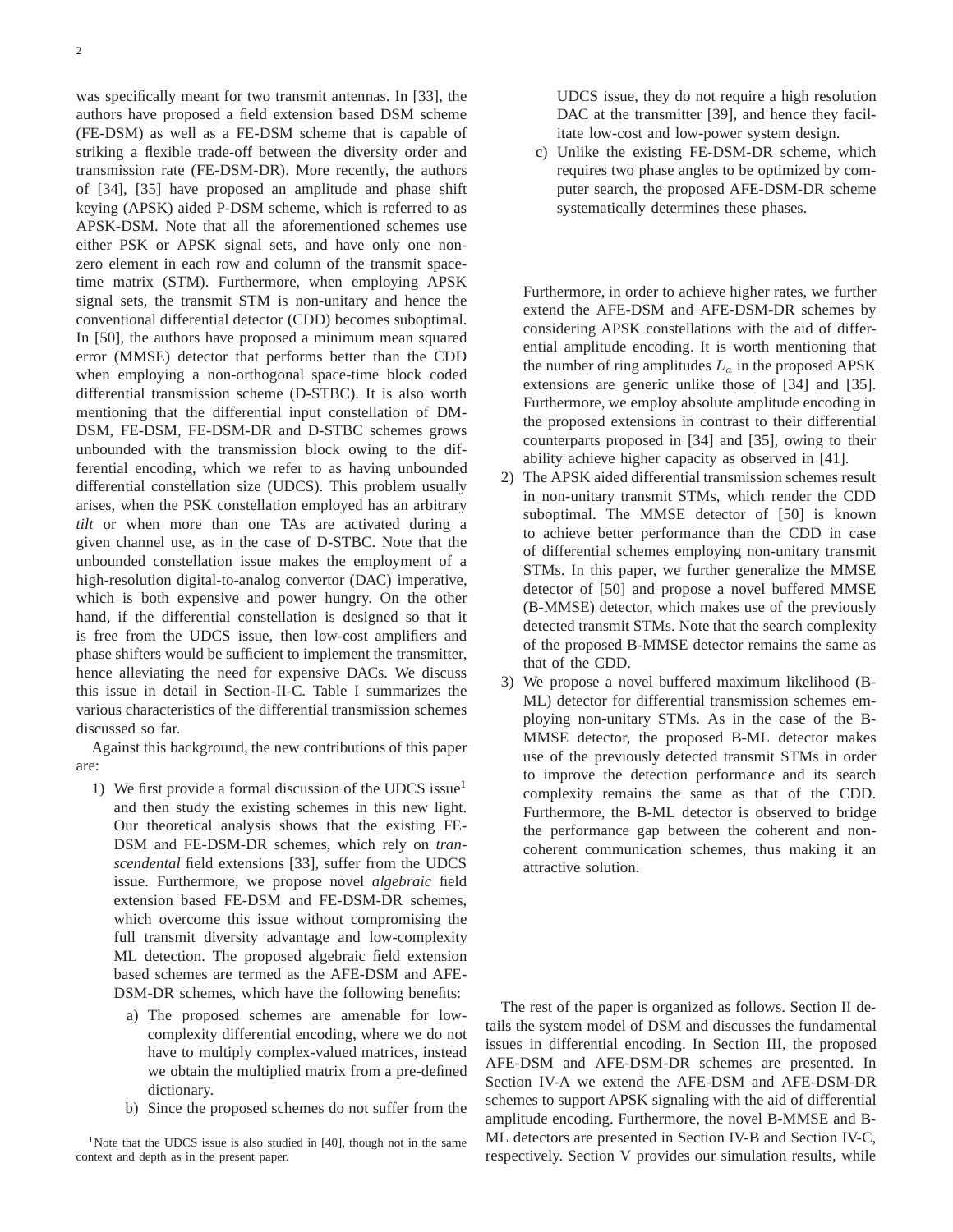was specifically meant for two transmit antennas. In [33], the authors have proposed a field extension based DSM scheme (FE-DSM) as well as a FE-DSM scheme that is capable of striking a flexible trade-off between the diversity order and transmission rate (FE-DSM-DR). More recently, the authors of [34], [35] have proposed an amplitude and phase shift keying (APSK) aided P-DSM scheme, which is referred to as APSK-DSM. Note that all the aforementioned schemes use either PSK or APSK signal sets, and have only one non-zero element in each row and column of the transmit space-time matrix (STM). Furthermore, when employing APSK signal sets, the transmit STM is non-unitary and hence the conventional differential detector (CDD) becomes suboptimal. In [50], the authors have proposed a minimum mean squared error (MMSE) detector that performs better than the CDD when employing a non-orthogonal space-time block coded differential transmission scheme (D-STBC). It is also worth mentioning that the differential input constellation of DM-DSM, FE-DSM, FE-DSM-DR and D-STBC schemes grows unbounded with the transmission block owing to the differential encoding, which we refer to as having unbounded differential constellation size (UDCS). This problem usually arises, when the PSK constellation employed has an arbitrary *tilt* or when more than one TAs are activated during a given channel use, as in the case of D-STBC. Note that the unbounded constellation issue makes the employment of a high-resolution digital-to-analog convertor (DAC) imperative, which is both expensive and power hungry. On the other hand, if the differential constellation is designed so that it is free from the UDCS issue, then low-cost amplifiers and phase shifters would be sufficient to implement the transmitter, hence alleviating the need for expensive DACs. We discuss this issue in detail in Section-II-C. Table I summarizes the various characteristics of the differential transmission schemes discussed so far.

Against this background, the new contributions of this paper are:

1) We first provide a formal discussion of the UDCS issue[1] and then study the existing schemes in this new light. Our theoretical analysis shows that the existing FE-DSM and FE-DSM-DR schemes, which rely on *transcendental* field extensions [33], suffer from the UDCS issue. Furthermore, we propose novel *algebraic* field extension based FE-DSM and FE-DSM-DR schemes, which overcome this issue without compromising the full transmit diversity advantage and low-complexity ML detection. The proposed algebraic field extension based schemes are termed as the AFE-DSM and AFE-DSM-DR schemes, which have the following benefits:
   a) The proposed schemes are amenable for low-complexity differential encoding, where we do not have to multiply complex-valued matrices, instead we obtain the multiplied matrix from a pre-defined dictionary.
   b) Since the proposed schemes do not suffer from the UDCS issue, they do not require a high resolution DAC at the transmitter [39], and hence they facilitate low-cost and low-power system design.
   c) Unlike the existing FE-DSM-DR scheme, which requires two phase angles to be optimized by computer search, the proposed AFE-DSM-DR scheme systematically determines these phases.

   Furthermore, in order to achieve higher rates, we further extend the AFE-DSM and AFE-DSM-DR schemes by considering APSK constellations with the aid of differential amplitude encoding. It is worth mentioning that the number of ring amplitudes $L_a$ in the proposed APSK extensions are generic unlike those of [34] and [35]. Furthermore, we employ absolute amplitude encoding in the proposed extensions in contrast to their differential counterparts proposed in [34] and [35], owing to their ability achieve higher capacity as observed in [41].
2) The APSK aided differential transmission schemes result in non-unitary transmit STMs, which render the CDD suboptimal. The MMSE detector of [50] is known to achieve better performance than the CDD in case of differential schemes employing non-unitary transmit STMs. In this paper, we further generalize the MMSE detector of [50] and propose a novel buffered MMSE (B-MMSE) detector, which makes use of the previously detected transmit STMs. Note that the search complexity of the proposed B-MMSE detector remains the same as that of the CDD.
3) We propose a novel buffered maximum likelihood (B-ML) detector for differential transmission schemes employing non-unitary STMs. As in the case of the B-MMSE detector, the proposed B-ML detector makes use of the previously detected transmit STMs in order to improve the detection performance and its search complexity remains the same as that of the CDD. Furthermore, the B-ML detector is observed to bridge the performance gap between the coherent and non-coherent communication schemes, thus making it an attractive solution.

The rest of the paper is organized as follows. Section II details the system model of DSM and discusses the fundamental issues in differential encoding. In Section III, the proposed AFE-DSM and AFE-DSM-DR schemes are presented. In Section IV-A we extend the AFE-DSM and AFE-DSM-DR schemes to support APSK signaling with the aid of differential amplitude encoding. Furthermore, the novel B-MMSE and B-ML detectors are presented in Section IV-B and Section IV-C, respectively. Section V provides our simulation results, while

[1] Note that the UDCS issue is also studied in [40], though not in the same context and depth as in the present paper.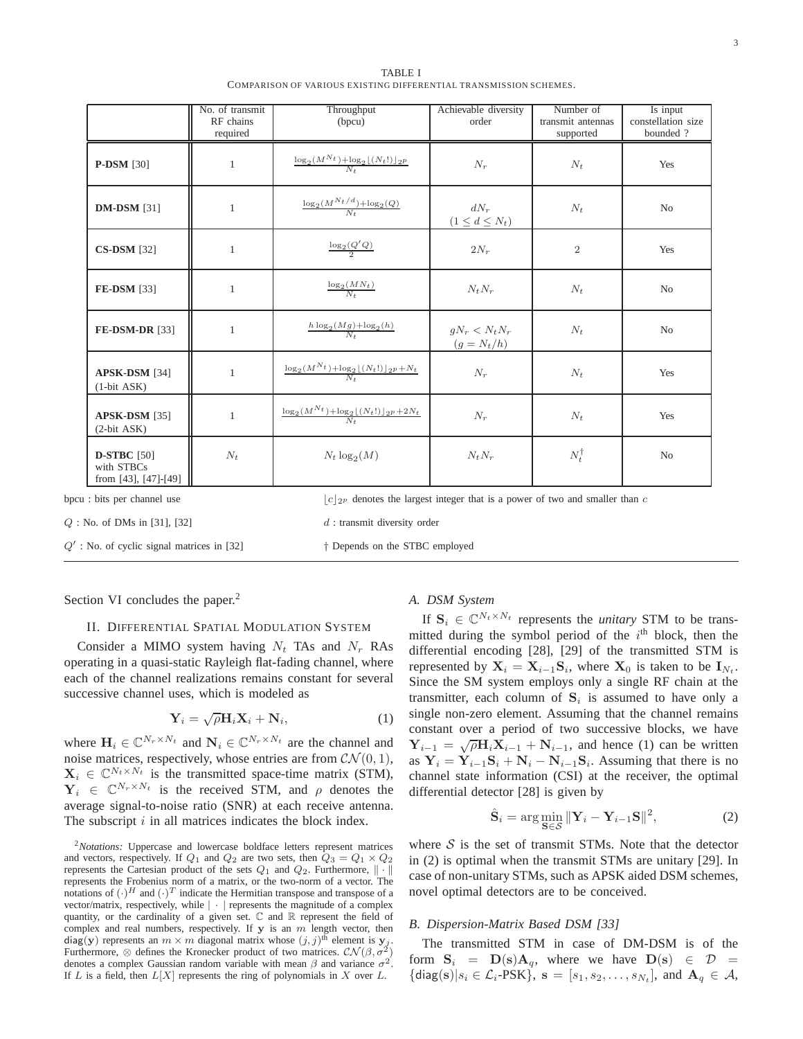TABLE I
COMPARISON OF VARIOUS EXISTING DIFFERENTIAL TRANSMISSION SCHEMES.

| | No. of transmit RF chains required | Throughput (bpcu) | Achievable diversity order | Number of transmit antennas supported | Is input constellation size bounded ? |
|---|---|---|---|---|---|
| **P-DSM** [30] | 1 | $\frac{\log_2(M^{N_t})+\log_2\lfloor(N_t!)\rfloor_{2^p}}{N_t}$ | $N_r$ | $N_t$ | Yes |
| **DM-DSM** [31] | 1 | $\frac{\log_2(M^{N_t/d})+\log_2(Q)}{N_t}$ | $dN_r$ $(1 \leq d \leq N_t)$ | $N_t$ | No |
| **CS-DSM** [32] | 1 | $\frac{\log_2(Q'Q)}{2}$ | $2N_r$ | 2 | Yes |
| **FE-DSM** [33] | 1 | $\frac{\log_2(MN_t)}{N_t}$ | $N_tN_r$ | $N_t$ | No |
| **FE-DSM-DR** [33] | 1 | $\frac{h\log_2(Mg)+\log_2(h)}{N_t}$ | $gN_r < N_tN_r$ $(g = N_t/h)$ | $N_t$ | No |
| **APSK-DSM** [34] (1-bit ASK) | 1 | $\frac{\log_2(M^{N_t})+\log_2\lfloor(N_t!)\rfloor_{2^p}+N_t}{N_t}$ | $N_r$ | $N_t$ | Yes |
| **APSK-DSM** [35] (2-bit ASK) | 1 | $\frac{\log_2(M^{N_t})+\log_2\lfloor(N_t!)\rfloor_{2^p}+2N_t}{N_t}$ | $N_r$ | $N_t$ | Yes |
| **D-STBC** [50] with STBCs from [43], [47]-[49] | $N_t$ | $N_t\log_2(M)$ | $N_tN_r$ | $N_t^{\dagger}$ | No |

bpcu : bits per channel use

$\lfloor c \rfloor_{2^p}$ denotes the largest integer that is a power of two and smaller than $c$

$Q$ : No. of DMs in [31], [32]

$d$ : transmit diversity order

$Q'$ : No. of cyclic signal matrices in [32]

† Depends on the STBC employed

Section VI concludes the paper.[2]

## II. DIFFERENTIAL SPATIAL MODULATION SYSTEM

Consider a MIMO system having $N_t$ TAs and $N_r$ RAs operating in a quasi-static Rayleigh flat-fading channel, where each of the channel realizations remains constant for several successive channel uses, which is modeled as

$$\mathbf{Y}_i = \sqrt{\rho}\mathbf{H}_i\mathbf{X}_i + \mathbf{N}_i, \tag{1}$$

where $\mathbf{H}_i \in \mathbb{C}^{N_r \times N_t}$ and $\mathbf{N}_i \in \mathbb{C}^{N_r \times N_t}$ are the channel and noise matrices, respectively, whose entries are from $\mathcal{CN}(0,1)$, $\mathbf{X}_i \in \mathbb{C}^{N_t \times N_t}$ is the transmitted space-time matrix (STM), $\mathbf{Y}_i \in \mathbb{C}^{N_r \times N_t}$ is the received STM, and $\rho$ denotes the average signal-to-noise ratio (SNR) at each receive antenna. The subscript $i$ in all matrices indicates the block index.

[2] *Notations:* Uppercase and lowercase boldface letters represent matrices and vectors, respectively. If $Q_1$ and $Q_2$ are two sets, then $Q_3 = Q_1 \times Q_2$ represents the Cartesian product of the sets $Q_1$ and $Q_2$. Furthermore, $\|\cdot\|$ represents the Frobenius norm of a matrix, or the two-norm of a vector. The notations of $(\cdot)^H$ and $(\cdot)^T$ indicate the Hermitian transpose and transpose of a vector/matrix, respectively, while $|\cdot|$ represents the magnitude of a complex quantity, or the cardinality of a given set. $\mathbb{C}$ and $\mathbb{R}$ represent the field of complex and real numbers, respectively. If $\mathbf{y}$ is an $m$ length vector, then $\mathsf{diag}(\mathbf{y})$ represents an $m \times m$ diagonal matrix whose $(j,j)^{\text{th}}$ element is $\mathbf{y}_j$. Furthermore, $\otimes$ defines the Kronecker product of two matrices. $\mathcal{CN}(\beta, \sigma^2)$ denotes a complex Gaussian random variable with mean $\beta$ and variance $\sigma^2$. If $L$ is a field, then $L[X]$ represents the ring of polynomials in $X$ over $L$.

### A. DSM System

If $\mathbf{S}_i \in \mathbb{C}^{N_t \times N_t}$ represents the *unitary* STM to be transmitted during the symbol period of the $i^{\text{th}}$ block, then the differential encoding [28], [29] of the transmitted STM is represented by $\mathbf{X}_i = \mathbf{X}_{i-1}\mathbf{S}_i$, where $\mathbf{X}_0$ is taken to be $\mathbf{I}_{N_t}$. Since the SM system employs only a single RF chain at the transmitter, each column of $\mathbf{S}_i$ is assumed to have only a single non-zero element. Assuming that the channel remains constant over a period of two successive blocks, we have $\mathbf{Y}_{i-1} = \sqrt{\rho}\mathbf{H}_i\mathbf{X}_{i-1} + \mathbf{N}_{i-1}$, and hence (1) can be written as $\mathbf{Y}_i = \mathbf{Y}_{i-1}\mathbf{S}_i + \mathbf{N}_i - \mathbf{N}_{i-1}\mathbf{S}_i$. Assuming that there is no channel state information (CSI) at the receiver, the optimal differential detector [28] is given by

$$\hat{\mathbf{S}}_i = \arg\min_{\mathbf{S} \in \mathcal{S}} \|\mathbf{Y}_i - \mathbf{Y}_{i-1}\mathbf{S}\|^2, \tag{2}$$

where $\mathcal{S}$ is the set of transmit STMs. Note that the detector in (2) is optimal when the transmit STMs are unitary [29]. In case of non-unitary STMs, such as APSK aided DSM schemes, novel optimal detectors are to be conceived.

### B. Dispersion-Matrix Based DSM [33]

The transmitted STM in case of DM-DSM is of the form $\mathbf{S}_i = \mathbf{D}(\mathbf{s})\mathbf{A}_q$, where we have $\mathbf{D}(\mathbf{s}) \in \mathcal{D} = \{\mathsf{diag}(\mathbf{s}) | s_i \in \mathcal{L}_i\text{-PSK}\}$, $\mathbf{s} = [s_1, s_2, \ldots, s_{N_t}]$, and $\mathbf{A}_q \in \mathcal{A}$,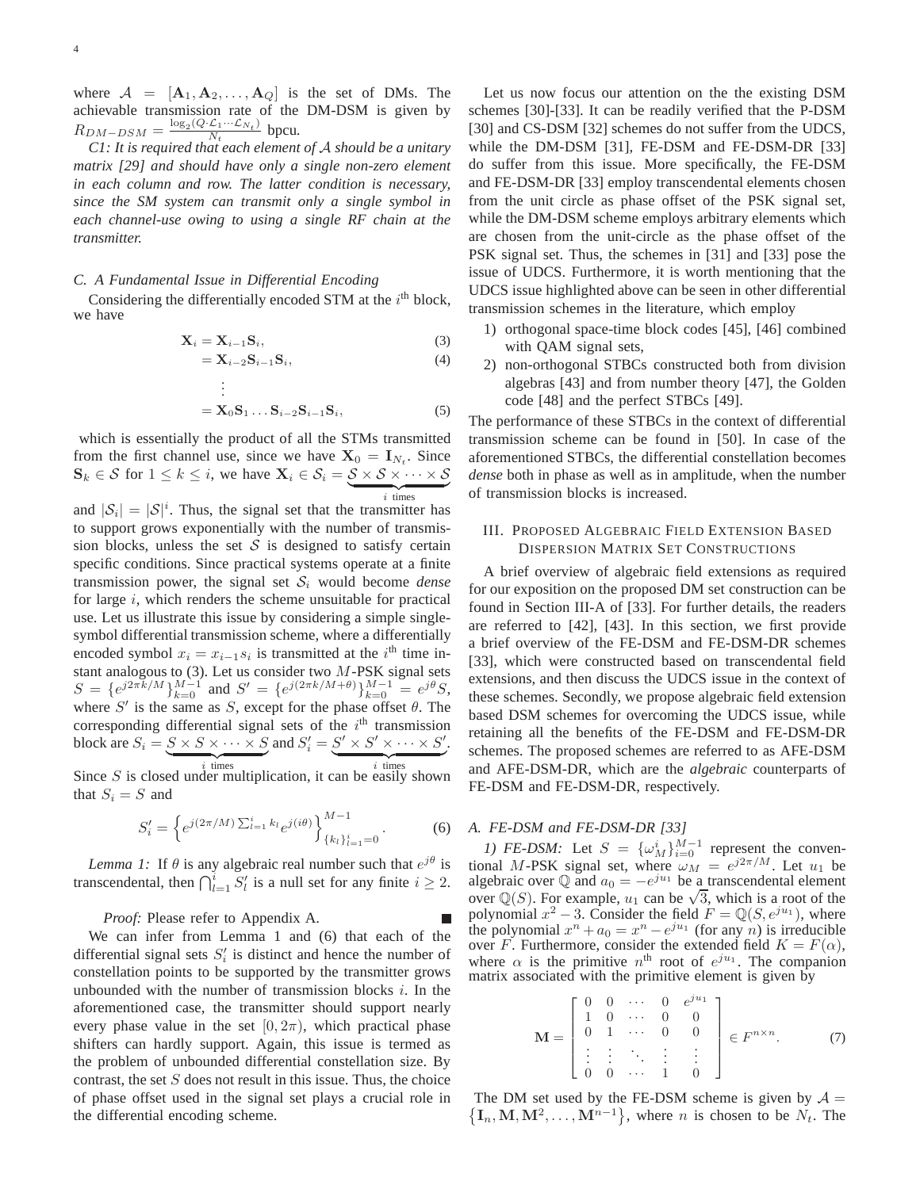where $\mathcal{A} = [\mathbf{A}_1, \mathbf{A}_2, \ldots, \mathbf{A}_Q]$ is the set of DMs. The achievable transmission rate of the DM-DSM is given by $R_{DM-DSM} = \frac{\log_2(Q \cdot \mathcal{L}_1 \cdots \mathcal{L}_{N_t})}{N_t}$ bpcu.

*C1: It is required that each element of $\mathcal{A}$ should be a unitary matrix [29] and should have only a single non-zero element in each column and row. The latter condition is necessary, since the SM system can transmit only a single symbol in each channel-use owing to using a single RF chain at the transmitter.*

### C. A Fundamental Issue in Differential Encoding

Considering the differentially encoded STM at the $i^{\text{th}}$ block, we have

$$\mathbf{X}_i = \mathbf{X}_{i-1}\mathbf{S}_i, \tag{3}$$

$$= \mathbf{X}_{i-2}\mathbf{S}_{i-1}\mathbf{S}_i, \tag{4}$$

$$\vdots$$

$$= \mathbf{X}_0\mathbf{S}_1 \ldots \mathbf{S}_{i-2}\mathbf{S}_{i-1}\mathbf{S}_i, \tag{5}$$

which is essentially the product of all the STMs transmitted from the first channel use, since we have $\mathbf{X}_0 = \mathbf{I}_{N_t}$. Since $\mathbf{S}_k \in \mathcal{S}$ for $1 \leq k \leq i$, we have $\mathbf{X}_i \in \mathcal{S}_i = \underbrace{\mathcal{S} \times \mathcal{S} \times \cdots \times \mathcal{S}}_{i \text{ times}}$ and $|\mathcal{S}_i| = |\mathcal{S}|^i$. Thus, the signal set that the transmitter has to support grows exponentially with the number of transmission blocks, unless the set $\mathcal{S}$ is designed to satisfy certain specific conditions. Since practical systems operate at a finite transmission power, the signal set $\mathcal{S}_i$ would become *dense* for large $i$, which renders the scheme unsuitable for practical use. Let us illustrate this issue by considering a simple single-symbol differential transmission scheme, where a differentially encoded symbol $x_i = x_{i-1}s_i$ is transmitted at the $i^{\text{th}}$ time instant analogous to (3). Let us consider two $M$-PSK signal sets $S = \{e^{j2\pi k/M}\}_{k=0}^{M-1}$ and $S' = \{e^{j(2\pi k/M+\theta)}\}_{k=0}^{M-1} = e^{j\theta}S$, where $S'$ is the same as $S$, except for the phase offset $\theta$. The corresponding differential signal sets of the $i^{\text{th}}$ transmission block are $S_i = \underbrace{S \times S \times \cdots \times S}_{i \text{ times}}$ and $S'_i = \underbrace{S' \times S' \times \cdots \times S'}_{i \text{ times}}$. Since $S$ is closed under multiplication, it can be easily shown that $S_i = S$ and

$$S'_i = \left\{ e^{j(2\pi/M)\sum_{l=1}^{i} k_l} e^{j(i\theta)} \right\}_{\{k_l\}_{l=1}^{i}=0}^{M-1}. \tag{6}$$

*Lemma 1:* If $\theta$ is any algebraic real number such that $e^{j\theta}$ is transcendental, then $\bigcap_{l=1}^{i} S'_l$ is a null set for any finite $i \geq 2$.

*Proof:* Please refer to Appendix A. ∎

We can infer from Lemma 1 and (6) that each of the differential signal sets $S'_i$ is distinct and hence the number of constellation points to be supported by the transmitter grows unbounded with the number of transmission blocks $i$. In the aforementioned case, the transmitter should support nearly every phase value in the set $[0, 2\pi)$, which practical phase shifters can hardly support. Again, this issue is termed as the problem of unbounded differential constellation size. By contrast, the set $S$ does not result in this issue. Thus, the choice of phase offset used in the signal set plays a crucial role in the differential encoding scheme.

Let us now focus our attention on the the existing DSM schemes [30]-[33]. It can be readily verified that the P-DSM [30] and CS-DSM [32] schemes do not suffer from the UDCS, while the DM-DSM [31], FE-DSM and FE-DSM-DR [33] do suffer from this issue. More specifically, the FE-DSM and FE-DSM-DR [33] employ transcendental elements chosen from the unit circle as phase offset of the PSK signal set, while the DM-DSM scheme employs arbitrary elements which are chosen from the unit-circle as the phase offset of the PSK signal set. Thus, the schemes in [31] and [33] pose the issue of UDCS. Furthermore, it is worth mentioning that the UDCS issue highlighted above can be seen in other differential transmission schemes in the literature, which employ

1) orthogonal space-time block codes [45], [46] combined with QAM signal sets,
2) non-orthogonal STBCs constructed both from division algebras [43] and from number theory [47], the Golden code [48] and the perfect STBCs [49].

The performance of these STBCs in the context of differential transmission scheme can be found in [50]. In case of the aforementioned STBCs, the differential constellation becomes *dense* both in phase as well as in amplitude, when the number of transmission blocks is increased.

## III. Proposed Algebraic Field Extension Based Dispersion Matrix Set Constructions

A brief overview of algebraic field extensions as required for our exposition on the proposed DM set construction can be found in Section III-A of [33]. For further details, the readers are referred to [42], [43]. In this section, we first provide a brief overview of the FE-DSM and FE-DSM-DR schemes [33], which were constructed based on transcendental field extensions, and then discuss the UDCS issue in the context of these schemes. Secondly, we propose algebraic field extension based DSM schemes for overcoming the UDCS issue, while retaining all the benefits of the FE-DSM and FE-DSM-DR schemes. The proposed schemes are referred to as AFE-DSM and AFE-DSM-DR, which are the *algebraic* counterparts of FE-DSM and FE-DSM-DR, respectively.

### A. FE-DSM and FE-DSM-DR [33]

*1) FE-DSM:* Let $S = \{\omega_M^i\}_{i=0}^{M-1}$ represent the conventional $M$-PSK signal set, where $\omega_M = e^{j2\pi/M}$. Let $u_1$ be algebraic over $\mathbb{Q}$ and $a_0 = -e^{ju_1}$ be a transcendental element over $\mathbb{Q}(S)$. For example, $u_1$ can be $\sqrt{3}$, which is a root of the polynomial $x^2 - 3$. Consider the field $F = \mathbb{Q}(S, e^{ju_1})$, where the polynomial $x^n + a_0 = x^n - e^{ju_1}$ (for any $n$) is irreducible over $F$. Furthermore, consider the extended field $K = F(\alpha)$, where $\alpha$ is the primitive $n^{\text{th}}$ root of $e^{ju_1}$. The companion matrix associated with the primitive element is given by

$$\mathbf{M} = \begin{bmatrix} 0 & 0 & \cdots & 0 & e^{ju_1} \\ 1 & 0 & \cdots & 0 & 0 \\ 0 & 1 & \cdots & 0 & 0 \\ \vdots & \vdots & \ddots & \vdots & \vdots \\ 0 & 0 & \cdots & 1 & 0 \end{bmatrix} \in F^{n \times n}. \tag{7}$$

The DM set used by the FE-DSM scheme is given by $\mathcal{A} = \{\mathbf{I}_n, \mathbf{M}, \mathbf{M}^2, \ldots, \mathbf{M}^{n-1}\}$, where $n$ is chosen to be $N_t$. The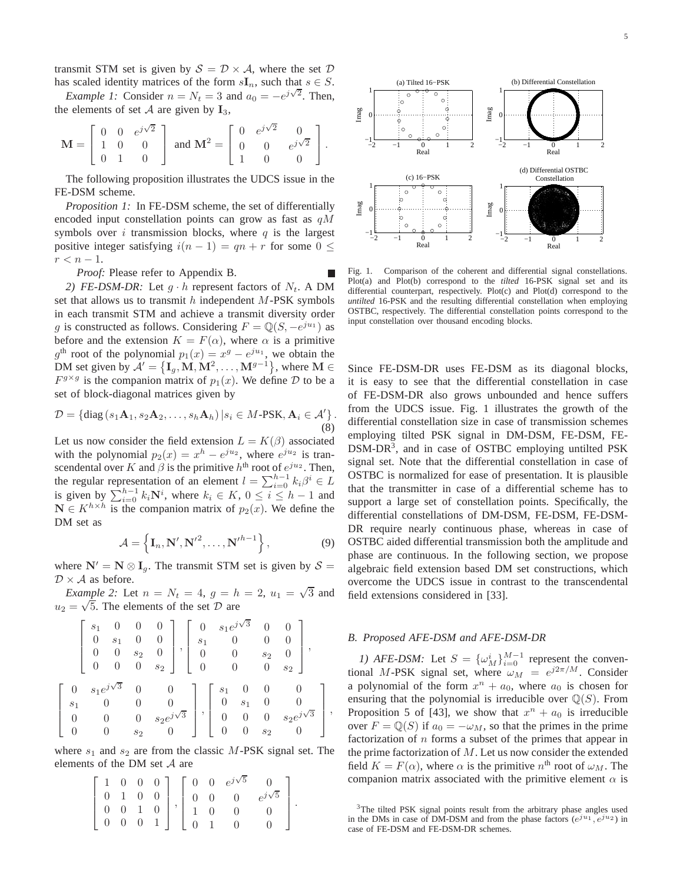transmit STM set is given by $\mathcal{S} = \mathcal{D} \times \mathcal{A}$, where the set $\mathcal{D}$ has scaled identity matrices of the form $s\mathbf{I}_n$, such that $s \in S$.

*Example 1:* Consider $n = N_t = 3$ and $a_0 = -e^{j\sqrt{2}}$. Then, the elements of set $\mathcal{A}$ are given by $\mathbf{I}_3$,

$$\mathbf{M} = \begin{bmatrix} 0 & 0 & e^{j\sqrt{2}} \\ 1 & 0 & 0 \\ 0 & 1 & 0 \end{bmatrix} \text{ and } \mathbf{M}^2 = \begin{bmatrix} 0 & e^{j\sqrt{2}} & 0 \\ 0 & 0 & e^{j\sqrt{2}} \\ 1 & 0 & 0 \end{bmatrix}.$$

The following proposition illustrates the UDCS issue in the FE-DSM scheme.

*Proposition 1:* In FE-DSM scheme, the set of differentially encoded input constellation points can grow as fast as $qM$ symbols over $i$ transmission blocks, where $q$ is the largest positive integer satisfying $i(n-1) = qn + r$ for some $0 \leq r < n-1$.

*Proof:* Please refer to Appendix B. ∎

*2) FE-DSM-DR:* Let $g \cdot h$ represent factors of $N_t$. A DM set that allows us to transmit $h$ independent $M$-PSK symbols in each transmit STM and achieve a transmit diversity order $g$ is constructed as follows. Considering $F = \mathbb{Q}(S, -e^{ju_1})$ as before and the extension $K = F(\alpha)$, where $\alpha$ is a primitive $g^{\text{th}}$ root of the polynomial $p_1(x) = x^g - e^{ju_1}$, we obtain the DM set given by $\mathcal{A}' = \{\mathbf{I}_g, \mathbf{M}, \mathbf{M}^2, \ldots, \mathbf{M}^{g-1}\}$, where $\mathbf{M} \in F^{g \times g}$ is the companion matrix of $p_1(x)$. We define $\mathcal{D}$ to be a set of block-diagonal matrices given by

$$\mathcal{D} = \left\{ \text{diag}\left(s_1\mathbf{A}_1, s_2\mathbf{A}_2, \ldots, s_h\mathbf{A}_h\right) | s_i \in M\text{-PSK}, \mathbf{A}_i \in \mathcal{A}' \right\}. \tag{8}$$

Let us now consider the field extension $L = K(\beta)$ associated with the polynomial $p_2(x) = x^h - e^{ju_2}$, where $e^{ju_2}$ is transcendental over $K$ and $\beta$ is the primitive $h^{\text{th}}$ root of $e^{ju_2}$. Then, the regular representation of an element $l = \sum_{i=0}^{h-1} k_i \beta^i \in L$ is given by $\sum_{i=0}^{h-1} k_i \mathbf{N}^i$, where $k_i \in K$, $0 \leq i \leq h-1$ and $\mathbf{N} \in K^{h \times h}$ is the companion matrix of $p_2(x)$. We define the DM set as

$$\mathcal{A} = \left\{ \mathbf{I}_n, \mathbf{N}', \mathbf{N}'^2, \ldots, \mathbf{N}'^{h-1} \right\}, \tag{9}$$

where $\mathbf{N}' = \mathbf{N} \otimes \mathbf{I}_g$. The transmit STM set is given by $\mathcal{S} = \mathcal{D} \times \mathcal{A}$ as before.

*Example 2:* Let $n = N_t = 4$, $g = h = 2$, $u_1 = \sqrt{3}$ and $u_2 = \sqrt{5}$. The elements of the set $\mathcal{D}$ are

$$\begin{bmatrix} s_1 & 0 & 0 & 0 \\ 0 & s_1 & 0 & 0 \\ 0 & 0 & s_2 & 0 \\ 0 & 0 & 0 & s_2 \end{bmatrix}, \begin{bmatrix} 0 & s_1 e^{j\sqrt{3}} & 0 & 0 \\ s_1 & 0 & 0 & 0 \\ 0 & 0 & s_2 & 0 \\ 0 & 0 & 0 & s_2 \end{bmatrix},$$

$$\begin{bmatrix} 0 & s_1 e^{j\sqrt{3}} & 0 & 0 \\ s_1 & 0 & 0 & 0 \\ 0 & 0 & 0 & s_2 e^{j\sqrt{3}} \\ 0 & 0 & s_2 & 0 \end{bmatrix}, \begin{bmatrix} s_1 & 0 & 0 & 0 \\ 0 & s_1 & 0 & 0 \\ 0 & 0 & 0 & s_2 e^{j\sqrt{3}} \\ 0 & 0 & s_2 & 0 \end{bmatrix},$$

where $s_1$ and $s_2$ are from the classic $M$-PSK signal set. The elements of the DM set $\mathcal{A}$ are

$$\begin{bmatrix} 1 & 0 & 0 & 0 \\ 0 & 1 & 0 & 0 \\ 0 & 0 & 1 & 0 \\ 0 & 0 & 0 & 1 \end{bmatrix}, \begin{bmatrix} 0 & 0 & e^{j\sqrt{5}} & 0 \\ 0 & 0 & 0 & e^{j\sqrt{5}} \\ 1 & 0 & 0 & 0 \\ 0 & 1 & 0 & 0 \end{bmatrix}.$$

Fig. 1. Comparison of the coherent and differential signal constellations. Plot(a) and Plot(b) correspond to the *tilted* 16-PSK signal set and its differential counterpart, respectively. Plot(c) and Plot(d) correspond to the *untilted* 16-PSK and the resulting differential constellation when employing OSTBC, respectively. The differential constellation points correspond to the input constellation over thousand encoding blocks.

Since FE-DSM-DR uses FE-DSM as its diagonal blocks, it is easy to see that the differential constellation in case of FE-DSM-DR also grows unbounded and hence suffers from the UDCS issue. Fig. 1 illustrates the growth of the differential constellation size in case of transmission schemes employing tilted PSK signal in DM-DSM, FE-DSM, FE-DSM-DR[3], and in case of OSTBC employing untilted PSK signal set. Note that the differential constellation in case of OSTBC is normalized for ease of presentation. It is plausible that the transmitter in case of a differential scheme has to support a large set of constellation points. Specifically, the differential constellations of DM-DSM, FE-DSM, FE-DSM-DR require nearly continuous phase, whereas in case of OSTBC aided differential transmission both the amplitude and phase are continuous. In the following section, we propose algebraic field extension based DM set constructions, which overcome the UDCS issue in contrast to the transcendental field extensions considered in [33].

### B. Proposed AFE-DSM and AFE-DSM-DR

*1) AFE-DSM:* Let $S = \{\omega_M^i\}_{i=0}^{M-1}$ represent the conventional $M$-PSK signal set, where $\omega_M = e^{j2\pi/M}$. Consider a polynomial of the form $x^n + a_0$, where $a_0$ is chosen for ensuring that the polynomial is irreducible over $\mathbb{Q}(S)$. From Proposition 5 of [43], we show that $x^n + a_0$ is irreducible over $F = \mathbb{Q}(S)$ if $a_0 = -\omega_M$, so that the primes in the prime factorization of $n$ forms a subset of the primes that appear in the prime factorization of $M$. Let us now consider the extended field $K = F(\alpha)$, where $\alpha$ is the primitive $n^{\text{th}}$ root of $\omega_M$. The companion matrix associated with the primitive element $\alpha$ is

[3]The tilted PSK signal points result from the arbitrary phase angles used in the DMs in case of DM-DSM and from the phase factors $(e^{ju_1}, e^{ju_2})$ in case of FE-DSM and FE-DSM-DR schemes.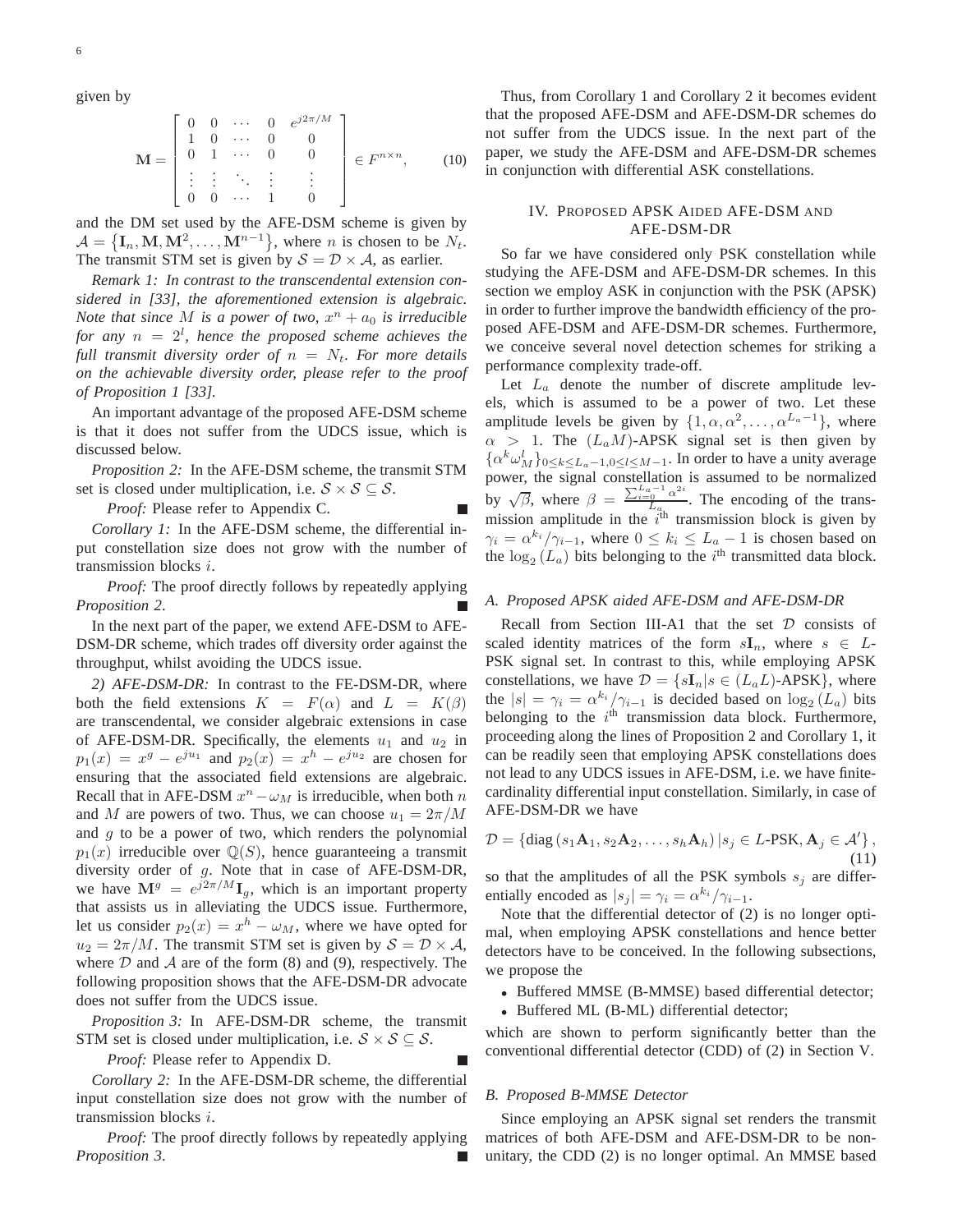given by

$$\mathbf{M} = \begin{bmatrix} 0 & 0 & \cdots & 0 & e^{j2\pi/M} \\ 1 & 0 & \cdots & 0 & 0 \\ 0 & 1 & \cdots & 0 & 0 \\ \vdots & \vdots & \ddots & \vdots & \vdots \\ 0 & 0 & \cdots & 1 & 0 \end{bmatrix} \in F^{n \times n}, \tag{10}$$

and the DM set used by the AFE-DSM scheme is given by $\mathcal{A} = \{\mathbf{I}_n, \mathbf{M}, \mathbf{M}^2, \ldots, \mathbf{M}^{n-1}\}$, where $n$ is chosen to be $N_t$. The transmit STM set is given by $\mathcal{S} = \mathcal{D} \times \mathcal{A}$, as earlier.

*Remark 1: In contrast to the transcendental extension considered in [33], the aforementioned extension is algebraic. Note that since $M$ is a power of two, $x^n + a_0$ is irreducible for any $n = 2^l$, hence the proposed scheme achieves the full transmit diversity order of $n = N_t$. For more details on the achievable diversity order, please refer to the proof of Proposition 1 [33].*

An important advantage of the proposed AFE-DSM scheme is that it does not suffer from the UDCS issue, which is discussed below.

*Proposition 2:* In the AFE-DSM scheme, the transmit STM set is closed under multiplication, i.e. $\mathcal{S} \times \mathcal{S} \subseteq \mathcal{S}$.

*Proof:* Please refer to Appendix C. ∎

*Corollary 1:* In the AFE-DSM scheme, the differential input constellation size does not grow with the number of transmission blocks $i$.

*Proof:* The proof directly follows by repeatedly applying *Proposition 2*. ∎

In the next part of the paper, we extend AFE-DSM to AFE-DSM-DR scheme, which trades off diversity order against the throughput, whilst avoiding the UDCS issue.

*2) AFE-DSM-DR:* In contrast to the FE-DSM-DR, where both the field extensions $K = F(\alpha)$ and $L = K(\beta)$ are transcendental, we consider algebraic extensions in case of AFE-DSM-DR. Specifically, the elements $u_1$ and $u_2$ in $p_1(x) = x^g - e^{ju_1}$ and $p_2(x) = x^h - e^{ju_2}$ are chosen for ensuring that the associated field extensions are algebraic. Recall that in AFE-DSM $x^n - \omega_M$ is irreducible, when both $n$ and $M$ are powers of two. Thus, we can choose $u_1 = 2\pi/M$ and $g$ to be a power of two, which renders the polynomial $p_1(x)$ irreducible over $\mathbb{Q}(S)$, hence guaranteeing a transmit diversity order of $g$. Note that in case of AFE-DSM-DR, we have $\mathbf{M}^g = e^{j2\pi/M}\mathbf{I}_g$, which is an important property that assists us in alleviating the UDCS issue. Furthermore, let us consider $p_2(x) = x^h - \omega_M$, where we have opted for $u_2 = 2\pi/M$. The transmit STM set is given by $\mathcal{S} = \mathcal{D} \times \mathcal{A}$, where $\mathcal{D}$ and $\mathcal{A}$ are of the form (8) and (9), respectively. The following proposition shows that the AFE-DSM-DR advocate does not suffer from the UDCS issue.

*Proposition 3:* In AFE-DSM-DR scheme, the transmit STM set is closed under multiplication, i.e. $\mathcal{S} \times \mathcal{S} \subseteq \mathcal{S}$.

*Proof:* Please refer to Appendix D. ∎

*Corollary 2:* In the AFE-DSM-DR scheme, the differential input constellation size does not grow with the number of transmission blocks $i$.

*Proof:* The proof directly follows by repeatedly applying *Proposition 3*. ∎

Thus, from Corollary 1 and Corollary 2 it becomes evident that the proposed AFE-DSM and AFE-DSM-DR schemes do not suffer from the UDCS issue. In the next part of the paper, we study the AFE-DSM and AFE-DSM-DR schemes in conjunction with differential ASK constellations.

## IV. Proposed APSK Aided AFE-DSM and AFE-DSM-DR

So far we have considered only PSK constellation while studying the AFE-DSM and AFE-DSM-DR schemes. In this section we employ ASK in conjunction with the PSK (APSK) in order to further improve the bandwidth efficiency of the proposed AFE-DSM and AFE-DSM-DR schemes. Furthermore, we conceive several novel detection schemes for striking a performance complexity trade-off.

Let $L_a$ denote the number of discrete amplitude levels, which is assumed to be a power of two. Let these amplitude levels be given by $\{1, \alpha, \alpha^2, \ldots, \alpha^{L_a-1}\}$, where $\alpha > 1$. The $(L_a M)$-APSK signal set is then given by $\{\alpha^k \omega_M^l\}_{0 \le k \le L_a-1, 0 \le l \le M-1}$. In order to have a unity average power, the signal constellation is assumed to be normalized by $\sqrt{\beta}$, where $\beta = \frac{\sum_{i=0}^{L_a-1} \alpha^{2i}}{L_a}$. The encoding of the transmission amplitude in the $i^{\text{th}}$ transmission block is given by $\gamma_i = \alpha^{k_i}/\gamma_{i-1}$, where $0 \le k_i \le L_a - 1$ is chosen based on the $\log_2(L_a)$ bits belonging to the $i^{\text{th}}$ transmitted data block.

### A. Proposed APSK aided AFE-DSM and AFE-DSM-DR

Recall from Section III-A1 that the set $\mathcal{D}$ consists of scaled identity matrices of the form $s\mathbf{I}_n$, where $s \in L$-PSK signal set. In contrast to this, while employing APSK constellations, we have $\mathcal{D} = \{s\mathbf{I}_n | s \in (L_a L)\text{-APSK}\}$, where the $|s| = \gamma_i = \alpha^{k_i}/\gamma_{i-1}$ is decided based on $\log_2(L_a)$ bits belonging to the $i^{\text{th}}$ transmission data block. Furthermore, proceeding along the lines of Proposition 2 and Corollary 1, it can be readily seen that employing APSK constellations does not lead to any UDCS issues in AFE-DSM, i.e. we have finite-cardinality differential input constellation. Similarly, in case of AFE-DSM-DR we have

$$\mathcal{D} = \{\text{diag}(s_1\mathbf{A}_1, s_2\mathbf{A}_2, \ldots, s_h\mathbf{A}_h) \, | s_j \in L\text{-PSK}, \mathbf{A}_j \in \mathcal{A}'\}, \tag{11}$$

so that the amplitudes of all the PSK symbols $s_j$ are differentially encoded as $|s_j| = \gamma_i = \alpha^{k_i}/\gamma_{i-1}$.

Note that the differential detector of (2) is no longer optimal, when employing APSK constellations and hence better detectors have to be conceived. In the following subsections, we propose the

- Buffered MMSE (B-MMSE) based differential detector;
- Buffered ML (B-ML) differential detector;

which are shown to perform significantly better than the conventional differential detector (CDD) of (2) in Section V.

### B. Proposed B-MMSE Detector

Since employing an APSK signal set renders the transmit matrices of both AFE-DSM and AFE-DSM-DR to be non-unitary, the CDD (2) is no longer optimal. An MMSE based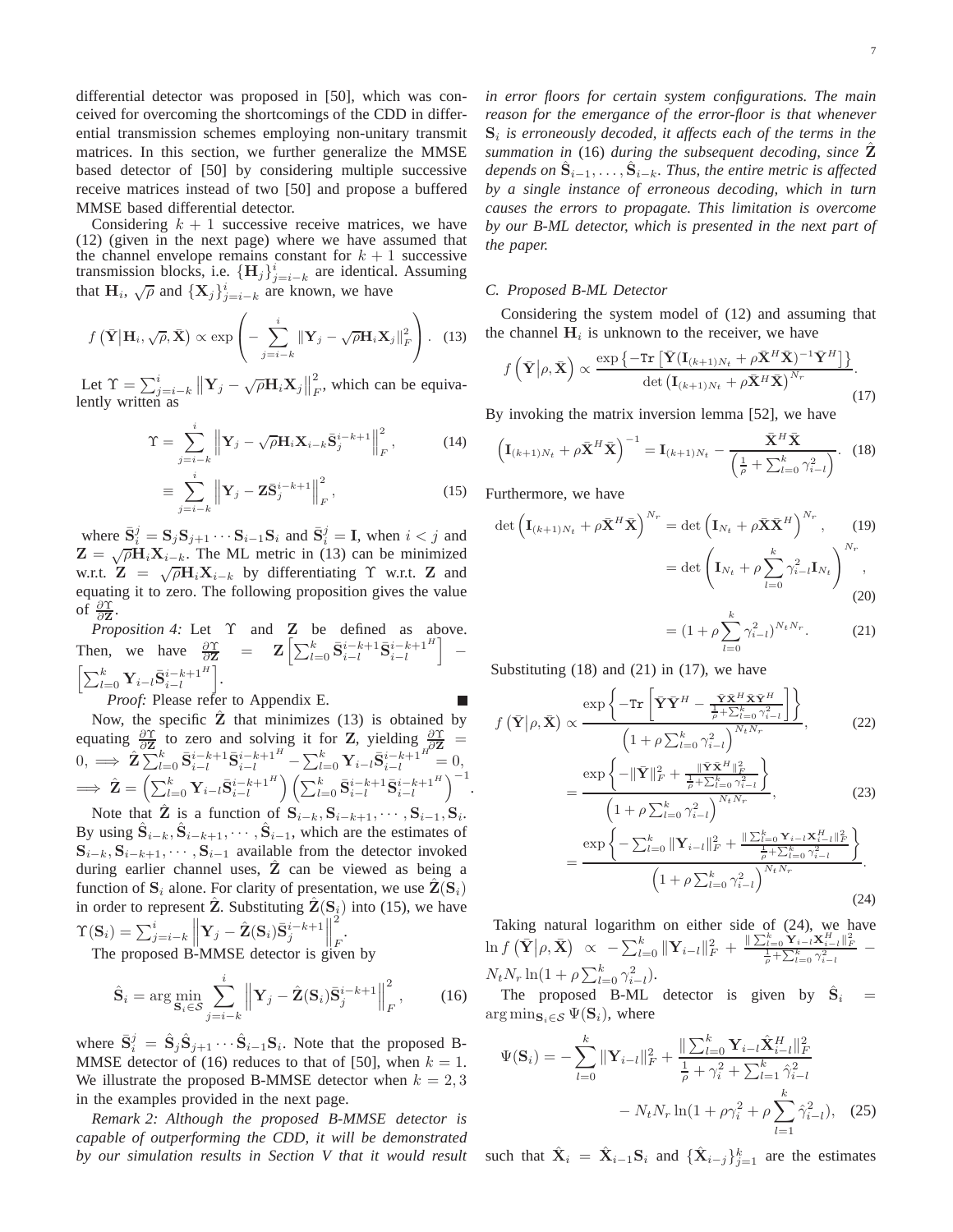differential detector was proposed in [50], which was conceived for overcoming the shortcomings of the CDD in differential transmission schemes employing non-unitary transmit matrices. In this section, we further generalize the MMSE based detector of [50] by considering multiple successive receive matrices instead of two [50] and propose a buffered MMSE based differential detector.

Considering $k+1$ successive receive matrices, we have (12) (given in the next page) where we have assumed that the channel envelope remains constant for $k+1$ successive transmission blocks, i.e. $\{\mathbf{H}_j\}_{j=i-k}^{i}$ are identical. Assuming that $\mathbf{H}_i$, $\sqrt{\rho}$ and $\{\mathbf{X}_j\}_{j=i-k}^{i}$ are known, we have

$$f\left(\bar{\mathbf{Y}}\middle|\mathbf{H}_i,\sqrt{\rho},\bar{\mathbf{X}}\right) \propto \exp\left(-\sum_{j=i-k}^{i}\|\mathbf{Y}_j-\sqrt{\rho}\mathbf{H}_i\mathbf{X}_j\|_F^2\right). \quad (13)$$

Let $\Upsilon=\sum_{j=i-k}^{i}\left\|\mathbf{Y}_j-\sqrt{\rho}\mathbf{H}_i\mathbf{X}_j\right\|_F^2$, which can be equivalently written as

$$\Upsilon=\sum_{j=i-k}^{i}\left\|\mathbf{Y}_j-\sqrt{\rho}\mathbf{H}_i\mathbf{X}_{i-k}\bar{\mathbf{S}}_j^{i-k+1}\right\|_F^2, \quad (14)$$

$$\equiv\sum_{j=i-k}^{i}\left\|\mathbf{Y}_j-\mathbf{Z}\bar{\mathbf{S}}_j^{i-k+1}\right\|_F^2, \quad (15)$$

where $\bar{\mathbf{S}}_i^j=\mathbf{S}_j\mathbf{S}_{j+1}\cdots\mathbf{S}_{i-1}\mathbf{S}_i$ and $\bar{\mathbf{S}}_i^j=\mathbf{I}$, when $i<j$ and $\mathbf{Z}=\sqrt{\rho}\mathbf{H}_i\mathbf{X}_{i-k}$. The ML metric in (13) can be minimized w.r.t. $\mathbf{Z}=\sqrt{\rho}\mathbf{H}_i\mathbf{X}_{i-k}$ by differentiating $\Upsilon$ w.r.t. $\mathbf{Z}$ and equating it to zero. The following proposition gives the value of $\frac{\partial\Upsilon}{\partial\mathbf{Z}}$.

*Proposition 4:* Let $\Upsilon$ and $\mathbf{Z}$ be defined as above. Then, we have $\frac{\partial\Upsilon}{\partial\mathbf{Z}}=\mathbf{Z}\left[\sum_{l=0}^{k}\bar{\mathbf{S}}_{i-l}^{i-k+1}\bar{\mathbf{S}}_{i-l}^{i-k+1^H}\right]-\left[\sum_{l=0}^{k}\mathbf{Y}_{i-l}\bar{\mathbf{S}}_{i-l}^{i-k+1^H}\right]$.

*Proof:* Please refer to Appendix E. ■

Now, the specific $\hat{\mathbf{Z}}$ that minimizes (13) is obtained by equating $\frac{\partial\Upsilon}{\partial\mathbf{Z}}$ to zero and solving it for $\mathbf{Z}$, yielding $\frac{\partial\Upsilon}{\partial\mathbf{Z}}=0,\implies\hat{\mathbf{Z}}\sum_{l=0}^{k}\bar{\mathbf{S}}_{i-l}^{i-k+1}\bar{\mathbf{S}}_{i-l}^{i-k+1^H}-\sum_{l=0}^{k}\mathbf{Y}_{i-l}\bar{\mathbf{S}}_{i-l}^{i-k+1^H}=0,$ $\implies\hat{\mathbf{Z}}=\left(\sum_{l=0}^{k}\mathbf{Y}_{i-l}\bar{\mathbf{S}}_{i-l}^{i-k+1^H}\right)\left(\sum_{l=0}^{k}\bar{\mathbf{S}}_{i-l}^{i-k+1}\bar{\mathbf{S}}_{i-l}^{i-k+1^H}\right)^{-1}$.

Note that $\hat{\mathbf{Z}}$ is a function of $\mathbf{S}_{i-k},\mathbf{S}_{i-k+1},\cdots,\mathbf{S}_{i-1},\mathbf{S}_i$. By using $\hat{\mathbf{S}}_{i-k},\hat{\mathbf{S}}_{i-k+1},\cdots,\hat{\mathbf{S}}_{i-1}$, which are the estimates of $\mathbf{S}_{i-k},\mathbf{S}_{i-k+1},\cdots,\mathbf{S}_{i-1}$ available from the detector invoked during earlier channel uses, $\hat{\mathbf{Z}}$ can be viewed as being a function of $\mathbf{S}_i$ alone. For clarity of presentation, we use $\hat{\mathbf{Z}}(\mathbf{S}_i)$ in order to represent $\hat{\mathbf{Z}}$. Substituting $\hat{\mathbf{Z}}(\mathbf{S}_i)$ into (15), we have $\Upsilon(\mathbf{S}_i)=\sum_{j=i-k}^{i}\left\|\mathbf{Y}_j-\hat{\mathbf{Z}}(\mathbf{S}_i)\bar{\mathbf{S}}_j^{i-k+1}\right\|_F^2$.

The proposed B-MMSE detector is given by

$$\hat{\mathbf{S}}_i=\arg\min_{\mathbf{S}_i\in\mathcal{S}}\sum_{j=i-k}^{i}\left\|\mathbf{Y}_j-\hat{\mathbf{Z}}(\mathbf{S}_i)\bar{\mathbf{S}}_j^{i-k+1}\right\|_F^2, \quad (16)$$

where $\bar{\mathbf{S}}_i^j=\hat{\mathbf{S}}_j\hat{\mathbf{S}}_{j+1}\cdots\hat{\mathbf{S}}_{i-1}\mathbf{S}_i$. Note that the proposed B-MMSE detector of (16) reduces to that of [50], when $k=1$. We illustrate the proposed B-MMSE detector when $k=2,3$ in the examples provided in the next page.

*Remark 2: Although the proposed B-MMSE detector is capable of outperforming the CDD, it will be demonstrated by our simulation results in Section V that it would result in error floors for certain system configurations. The main reason for the emergance of the error-floor is that whenever $\mathbf{S}_i$ is erroneously decoded, it affects each of the terms in the summation in (16) during the subsequent decoding, since $\hat{\mathbf{Z}}$ depends on $\hat{\mathbf{S}}_{i-1},\ldots,\hat{\mathbf{S}}_{i-k}$. Thus, the entire metric is affected by a single instance of erroneous decoding, which in turn causes the errors to propagate. This limitation is overcome by our B-ML detector, which is presented in the next part of the paper.*

### C. Proposed B-ML Detector

Considering the system model of (12) and assuming that the channel $\mathbf{H}_i$ is unknown to the receiver, we have

$$f\left(\bar{\mathbf{Y}}\middle|\rho,\bar{\mathbf{X}}\right)\propto\frac{\exp\left\{-\mathtt{Tr}\left[\bar{\mathbf{Y}}(\mathbf{I}_{(k+1)N_t}+\rho\bar{\mathbf{X}}^H\bar{\mathbf{X}})^{-1}\bar{\mathbf{Y}}^H\right]\right\}}{\det\left(\mathbf{I}_{(k+1)N_t}+\rho\bar{\mathbf{X}}^H\bar{\mathbf{X}}\right)^{N_r}}. \quad (17)$$

By invoking the matrix inversion lemma [52], we have

$$\left(\mathbf{I}_{(k+1)N_t}+\rho\bar{\mathbf{X}}^H\bar{\mathbf{X}}\right)^{-1}=\mathbf{I}_{(k+1)N_t}-\frac{\bar{\mathbf{X}}^H\bar{\mathbf{X}}}{\left(\frac{1}{\rho}+\sum_{l=0}^{k}\gamma_{i-l}^2\right)}. \quad (18)$$

Furthermore, we have

$$\det\left(\mathbf{I}_{(k+1)N_t}+\rho\bar{\mathbf{X}}^H\bar{\mathbf{X}}\right)^{N_r}=\det\left(\mathbf{I}_{N_t}+\rho\bar{\mathbf{X}}\bar{\mathbf{X}}^H\right)^{N_r}, \quad (19)$$

$$=\det\left(\mathbf{I}_{N_t}+\rho\sum_{l=0}^{k}\gamma_{i-l}^2\mathbf{I}_{N_t}\right)^{N_r}, \quad (20)$$

$$=(1+\rho\sum_{l=0}^{k}\gamma_{i-l}^2)^{N_tN_r}. \quad (21)$$

Substituting (18) and (21) in (17), we have

$$f\left(\bar{\mathbf{Y}}\middle|\rho,\bar{\mathbf{X}}\right)\propto\frac{\exp\left\{-\mathtt{Tr}\left[\bar{\mathbf{Y}}\bar{\mathbf{Y}}^H-\frac{\bar{\mathbf{Y}}\bar{\mathbf{X}}^H\bar{\mathbf{X}}\bar{\mathbf{Y}}^H}{\frac{1}{\rho}+\sum_{l=0}^{k}\gamma_{i-l}^2}\right]\right\}}{\left(1+\rho\sum_{l=0}^{k}\gamma_{i-l}^2\right)^{N_tN_r}}, \quad (22)$$

$$=\frac{\exp\left\{-\|\bar{\mathbf{Y}}\|_F^2+\frac{\|\bar{\mathbf{Y}}\bar{\mathbf{X}}^H\|_F^2}{\frac{1}{\rho}+\sum_{l=0}^{k}\gamma_{i-l}^2}\right\}}{\left(1+\rho\sum_{l=0}^{k}\gamma_{i-l}^2\right)^{N_tN_r}}, \quad (23)$$

$$=\frac{\exp\left\{-\sum_{l=0}^{k}\|\mathbf{Y}_{i-l}\|_F^2+\frac{\|\sum_{l=0}^{k}\mathbf{Y}_{i-l}\mathbf{X}_{i-l}^H\|_F^2}{\frac{1}{\rho}+\sum_{l=0}^{k}\gamma_{i-l}^2}\right\}}{\left(1+\rho\sum_{l=0}^{k}\gamma_{i-l}^2\right)^{N_tN_r}}. \quad (24)$$

Taking natural logarithm on either side of (24), we have $\ln f\left(\bar{\mathbf{Y}}\middle|\rho,\bar{\mathbf{X}}\right)\propto-\sum_{l=0}^{k}\|\mathbf{Y}_{i-l}\|_F^2+\frac{\|\sum_{l=0}^{k}\mathbf{Y}_{i-l}\mathbf{X}_{i-l}^H\|_F^2}{\frac{1}{\rho}+\sum_{l=0}^{k}\gamma_{i-l}^2}-N_tN_r\ln(1+\rho\sum_{l=0}^{k}\gamma_{i-l}^2)$.

The proposed B-ML detector is given by $\hat{\mathbf{S}}_i=\arg\min_{\mathbf{S}_i\in\mathcal{S}}\Psi(\mathbf{S}_i)$, where

$$\Psi(\mathbf{S}_i)=-\sum_{l=0}^{k}\|\mathbf{Y}_{i-l}\|_F^2+\frac{\|\sum_{l=0}^{k}\mathbf{Y}_{i-l}\hat{\mathbf{X}}_{i-l}^H\|_F^2}{\frac{1}{\rho}+\gamma_i^2+\sum_{l=1}^{k}\hat{\gamma}_{i-l}^2}-N_tN_r\ln(1+\rho\gamma_i^2+\rho\sum_{l=1}^{k}\hat{\gamma}_{i-l}^2), \quad (25)$$

such that $\hat{\mathbf{X}}_i=\hat{\mathbf{X}}_{i-1}\mathbf{S}_i$ and $\{\hat{\mathbf{X}}_{i-j}\}_{j=1}^{k}$ are the estimates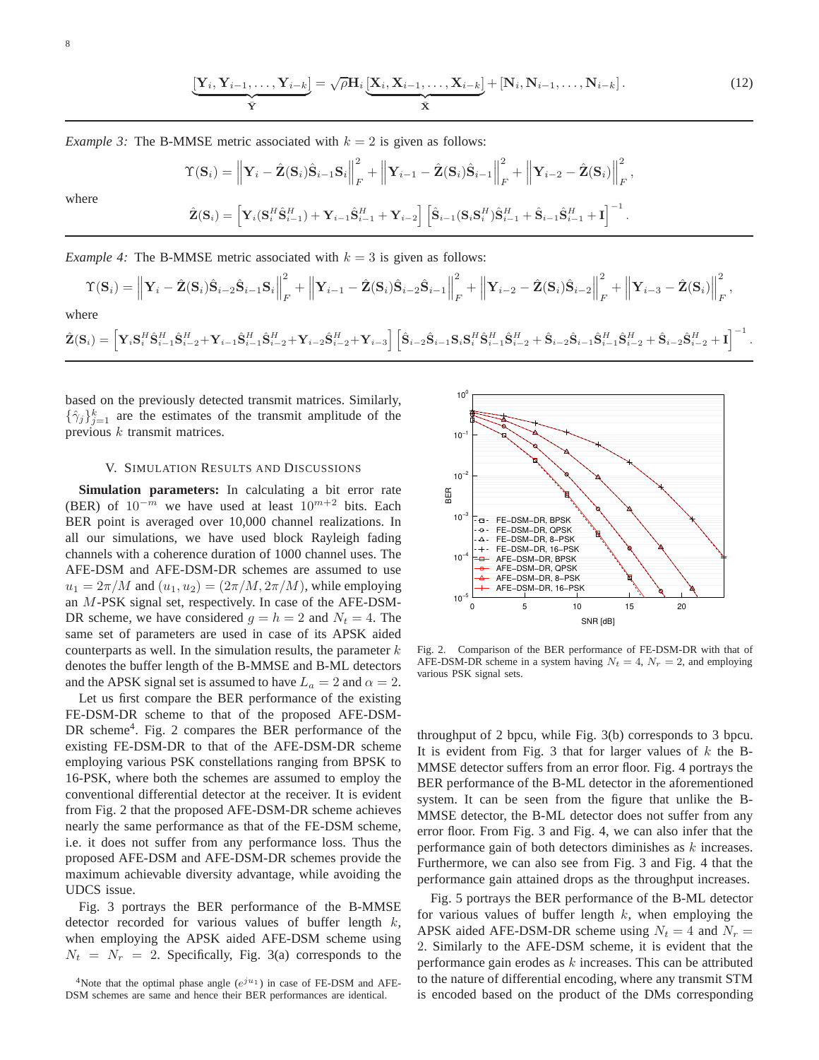$$\underbrace{[\mathbf{Y}_i, \mathbf{Y}_{i-1}, \ldots, \mathbf{Y}_{i-k}]}_{\bar{\mathbf{Y}}} = \sqrt{\rho}\mathbf{H}_i \underbrace{[\mathbf{X}_i, \mathbf{X}_{i-1}, \ldots, \mathbf{X}_{i-k}]}_{\bar{\mathbf{X}}} + [\mathbf{N}_i, \mathbf{N}_{i-1}, \ldots, \mathbf{N}_{i-k}]. \quad (12)$$

---

*Example 3:* The B-MMSE metric associated with $k = 2$ is given as follows:

$$\Upsilon(\mathbf{S}_i) = \left\|\mathbf{Y}_i - \hat{\mathbf{Z}}(\mathbf{S}_i)\hat{\mathbf{S}}_{i-1}\mathbf{S}_i\right\|_F^2 + \left\|\mathbf{Y}_{i-1} - \hat{\mathbf{Z}}(\mathbf{S}_i)\hat{\mathbf{S}}_{i-1}\right\|_F^2 + \left\|\mathbf{Y}_{i-2} - \hat{\mathbf{Z}}(\mathbf{S}_i)\right\|_F^2,$$

where

$$\hat{\mathbf{Z}}(\mathbf{S}_i) = \left[\mathbf{Y}_i(\mathbf{S}_i^H\hat{\mathbf{S}}_{i-1}^H) + \mathbf{Y}_{i-1}\hat{\mathbf{S}}_{i-1}^H + \mathbf{Y}_{i-2}\right]\left[\hat{\mathbf{S}}_{i-1}(\mathbf{S}_i\mathbf{S}_i^H)\hat{\mathbf{S}}_{i-1}^H + \hat{\mathbf{S}}_{i-1}\hat{\mathbf{S}}_{i-1}^H + \mathbf{I}\right]^{-1}.$$

---

*Example 4:* The B-MMSE metric associated with $k = 3$ is given as follows:

$$\Upsilon(\mathbf{S}_i) = \left\|\mathbf{Y}_i - \hat{\mathbf{Z}}(\mathbf{S}_i)\hat{\mathbf{S}}_{i-2}\hat{\mathbf{S}}_{i-1}\mathbf{S}_i\right\|_F^2 + \left\|\mathbf{Y}_{i-1} - \hat{\mathbf{Z}}(\mathbf{S}_i)\hat{\mathbf{S}}_{i-2}\hat{\mathbf{S}}_{i-1}\right\|_F^2 + \left\|\mathbf{Y}_{i-2} - \hat{\mathbf{Z}}(\mathbf{S}_i)\hat{\mathbf{S}}_{i-2}\right\|_F^2 + \left\|\mathbf{Y}_{i-3} - \hat{\mathbf{Z}}(\mathbf{S}_i)\right\|_F^2,$$

where

$$\hat{\mathbf{Z}}(\mathbf{S}_i) = \left[\mathbf{Y}_i\mathbf{S}_i^H\hat{\mathbf{S}}_{i-1}^H\hat{\mathbf{S}}_{i-2}^H + \mathbf{Y}_{i-1}\hat{\mathbf{S}}_{i-1}^H\hat{\mathbf{S}}_{i-2}^H + \mathbf{Y}_{i-2}\hat{\mathbf{S}}_{i-2}^H + \mathbf{Y}_{i-3}\right]\left[\hat{\mathbf{S}}_{i-2}\hat{\mathbf{S}}_{i-1}\mathbf{S}_i\mathbf{S}_i^H\hat{\mathbf{S}}_{i-1}^H\hat{\mathbf{S}}_{i-2}^H + \hat{\mathbf{S}}_{i-2}\hat{\mathbf{S}}_{i-1}\hat{\mathbf{S}}_{i-1}^H\hat{\mathbf{S}}_{i-2}^H + \hat{\mathbf{S}}_{i-2}\hat{\mathbf{S}}_{i-2}^H + \mathbf{I}\right]^{-1}.$$

---

based on the previously detected transmit matrices. Similarly, $\{\hat{\gamma}_j\}_{j=1}^k$ are the estimates of the transmit amplitude of the previous $k$ transmit matrices.

## V. Simulation Results and Discussions

**Simulation parameters:** In calculating a bit error rate (BER) of $10^{-m}$ we have used at least $10^{m+2}$ bits. Each BER point is averaged over 10,000 channel realizations. In all our simulations, we have used block Rayleigh fading channels with a coherence duration of 1000 channel uses. The AFE-DSM and AFE-DSM-DR schemes are assumed to use $u_1 = 2\pi/M$ and $(u_1, u_2) = (2\pi/M, 2\pi/M)$, while employing an $M$-PSK signal set, respectively. In case of the AFE-DSM-DR scheme, we have considered $g = h = 2$ and $N_t = 4$. The same set of parameters are used in case of its APSK aided counterparts as well. In the simulation results, the parameter $k$ denotes the buffer length of the B-MMSE and B-ML detectors and the APSK signal set is assumed to have $L_a = 2$ and $\alpha = 2$.

Let us first compare the BER performance of the existing FE-DSM-DR scheme to that of the proposed AFE-DSM-DR scheme[4]. Fig. 2 compares the BER performance of the existing FE-DSM-DR to that of the AFE-DSM-DR scheme employing various PSK constellations ranging from BPSK to 16-PSK, where both the schemes are assumed to employ the conventional differential detector at the receiver. It is evident from Fig. 2 that the proposed AFE-DSM-DR scheme achieves nearly the same performance as that of the FE-DSM scheme, i.e. it does not suffer from any performance loss. Thus the proposed AFE-DSM and AFE-DSM-DR schemes provide the maximum achievable diversity advantage, while avoiding the UDCS issue.

Fig. 3 portrays the BER performance of the B-MMSE detector recorded for various values of buffer length $k$, when employing the APSK aided AFE-DSM scheme using $N_t = N_r = 2$. Specifically, Fig. 3(a) corresponds to the throughput of 2 bpcu, while Fig. 3(b) corresponds to 3 bpcu. It is evident from Fig. 3 that for larger values of $k$ the B-MMSE detector suffers from an error floor. Fig. 4 portrays the BER performance of the B-ML detector in the aforementioned system. It can be seen from the figure that unlike the B-MMSE detector, the B-ML detector does not suffer from any error floor. From Fig. 3 and Fig. 4, we can also infer that the performance gain of both detectors diminishes as $k$ increases. Furthermore, we can also see from Fig. 3 and Fig. 4 that the performance gain attained drops as the throughput increases.

Fig. 5 portrays the BER performance of the B-ML detector for various values of buffer length $k$, when employing the APSK aided AFE-DSM-DR scheme using $N_t = 4$ and $N_r = 2$. Similarly to the AFE-DSM scheme, it is evident that the performance gain erodes as $k$ increases. This can be attributed to the nature of differential encoding, where any transmit STM is encoded based on the product of the DMs corresponding

Fig. 2. Comparison of the BER performance of FE-DSM-DR with that of AFE-DSM-DR scheme in a system having $N_t = 4$, $N_r = 2$, and employing various PSK signal sets.

[4]Note that the optimal phase angle ($e^{ju_1}$) in case of FE-DSM and AFE-DSM schemes are same and hence their BER performances are identical.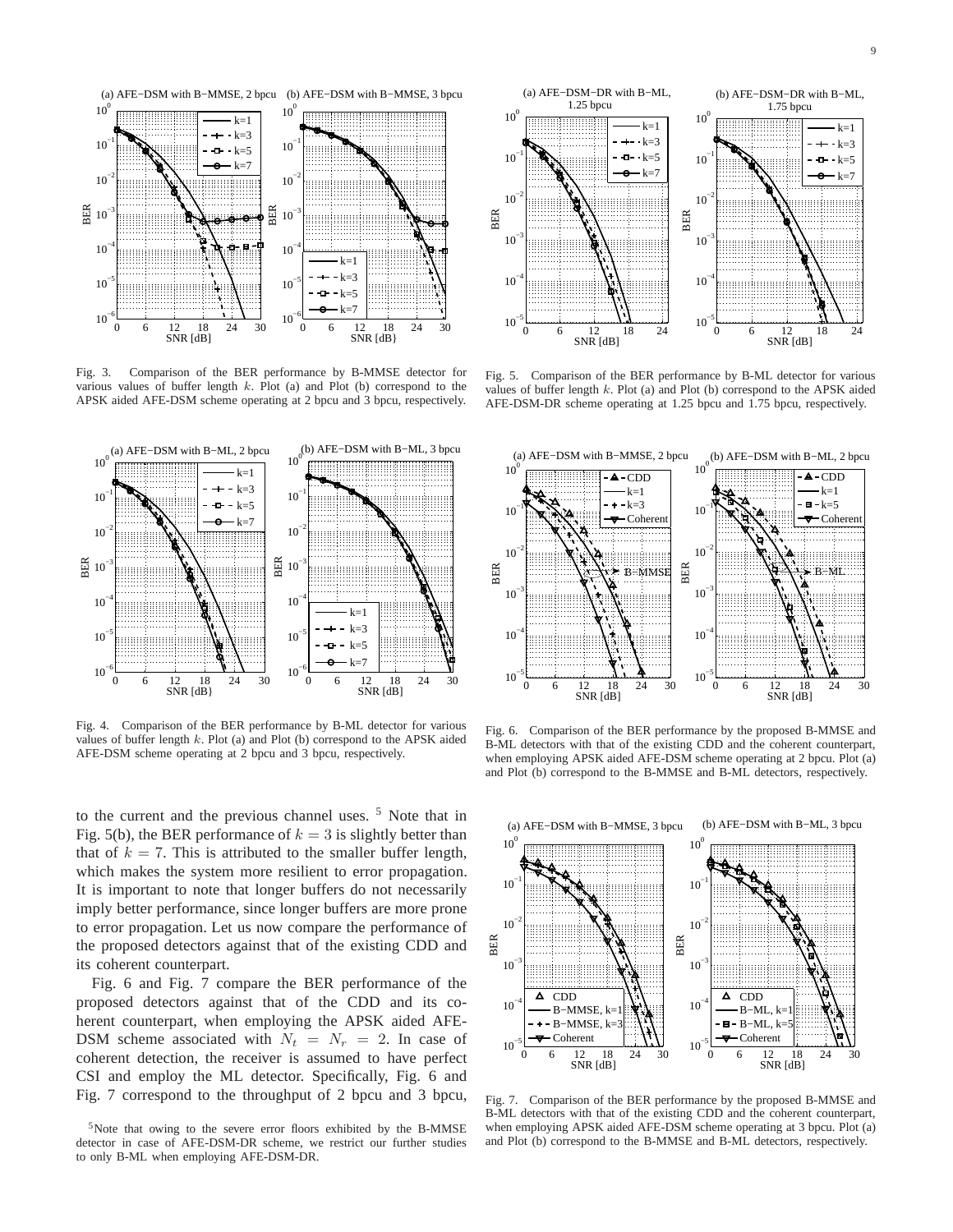Fig. 3. Comparison of the BER performance by B-MMSE detector for various values of buffer length $k$. Plot (a) and Plot (b) correspond to the APSK aided AFE-DSM scheme operating at 2 bpcu and 3 bpcu, respectively.

Fig. 4. Comparison of the BER performance by B-ML detector for various values of buffer length $k$. Plot (a) and Plot (b) correspond to the APSK aided AFE-DSM scheme operating at 2 bpcu and 3 bpcu, respectively.

Fig. 5. Comparison of the BER performance by B-ML detector for various values of buffer length $k$. Plot (a) and Plot (b) correspond to the APSK aided AFE-DSM-DR scheme operating at 1.25 bpcu and 1.75 bpcu, respectively.

Fig. 6. Comparison of the BER performance by the proposed B-MMSE and B-ML detectors with that of the existing CDD and the coherent counterpart, when employing APSK aided AFE-DSM scheme operating at 2 bpcu. Plot (a) and Plot (b) correspond to the B-MMSE and B-ML detectors, respectively.

Fig. 7. Comparison of the BER performance by the proposed B-MMSE and B-ML detectors with that of the existing CDD and the coherent counterpart, when employing APSK aided AFE-DSM scheme operating at 3 bpcu. Plot (a) and Plot (b) correspond to the B-MMSE and B-ML detectors, respectively.

to the current and the previous channel uses. [5] Note that in Fig. 5(b), the BER performance of $k = 3$ is slightly better than that of $k = 7$. This is attributed to the smaller buffer length, which makes the system more resilient to error propagation. It is important to note that longer buffers do not necessarily imply better performance, since longer buffers are more prone to error propagation. Let us now compare the performance of the proposed detectors against that of the existing CDD and its coherent counterpart.

Fig. 6 and Fig. 7 compare the BER performance of the proposed detectors against that of the CDD and its coherent counterpart, when employing the APSK aided AFE-DSM scheme associated with $N_t = N_r = 2$. In case of coherent detection, the receiver is assumed to have perfect CSI and employ the ML detector. Specifically, Fig. 6 and Fig. 7 correspond to the throughput of 2 bpcu and 3 bpcu,

[5] Note that owing to the severe error floors exhibited by the B-MMSE detector in case of AFE-DSM-DR scheme, we restrict our further studies to only B-ML when employing AFE-DSM-DR.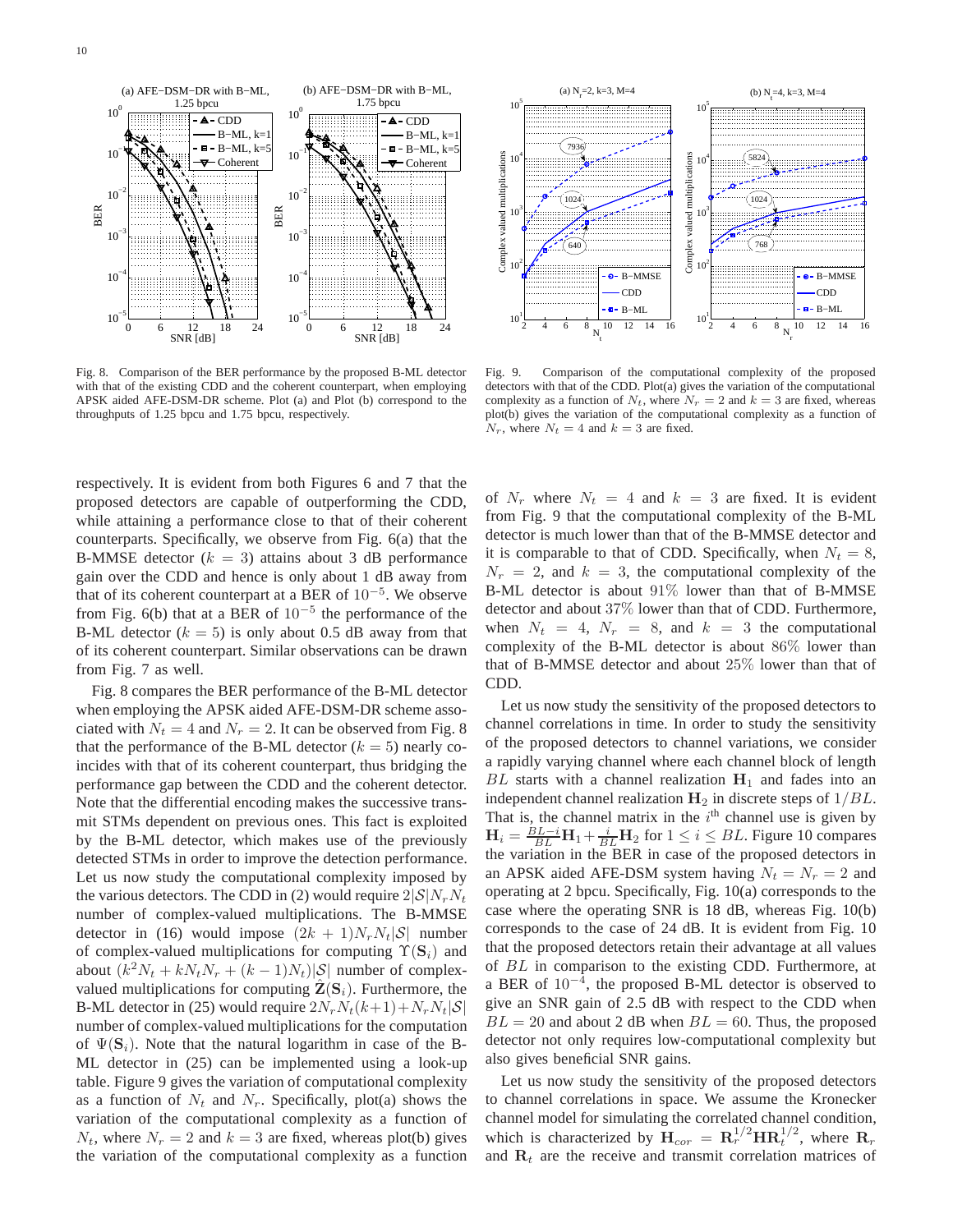Fig. 8. Comparison of the BER performance by the proposed B-ML detector with that of the existing CDD and the coherent counterpart, when employing APSK aided AFE-DSM-DR scheme. Plot (a) and Plot (b) correspond to the throughputs of 1.25 bpcu and 1.75 bpcu, respectively.

Fig. 9. Comparison of the computational complexity of the proposed detectors with that of the CDD. Plot(a) gives the variation of the computational complexity as a function of $N_t$, where $N_r = 2$ and $k = 3$ are fixed, whereas plot(b) gives the variation of the computational complexity as a function of $N_r$, where $N_t = 4$ and $k = 3$ are fixed.

respectively. It is evident from both Figures 6 and 7 that the proposed detectors are capable of outperforming the CDD, while attaining a performance close to that of their coherent counterparts. Specifically, we observe from Fig. 6(a) that the B-MMSE detector ($k = 3$) attains about 3 dB performance gain over the CDD and hence is only about 1 dB away from that of its coherent counterpart at a BER of $10^{-5}$. We observe from Fig. 6(b) that at a BER of $10^{-5}$ the performance of the B-ML detector ($k = 5$) is only about 0.5 dB away from that of its coherent counterpart. Similar observations can be drawn from Fig. 7 as well.

Fig. 8 compares the BER performance of the B-ML detector when employing the APSK aided AFE-DSM-DR scheme associated with $N_t = 4$ and $N_r = 2$. It can be observed from Fig. 8 that the performance of the B-ML detector ($k = 5$) nearly coincides with that of its coherent counterpart, thus bridging the performance gap between the CDD and the coherent detector. Note that the differential encoding makes the successive transmit STMs dependent on previous ones. This fact is exploited by the B-ML detector, which makes use of the previously detected STMs in order to improve the detection performance. Let us now study the computational complexity imposed by the various detectors. The CDD in (2) would require $2|\mathcal{S}|N_rN_t$ number of complex-valued multiplications. The B-MMSE detector in (16) would impose $(2k + 1)N_rN_t|\mathcal{S}|$ number of complex-valued multiplications for computing $\Upsilon(\mathbf{S}_i)$ and about $(k^2N_t + kN_tN_r + (k-1)N_t)|\mathcal{S}|$ number of complex-valued multiplications for computing $\hat{\mathbf{Z}}(\mathbf{S}_i)$. Furthermore, the B-ML detector in (25) would require $2N_rN_t(k+1)+N_rN_t|\mathcal{S}|$ number of complex-valued multiplications for the computation of $\Psi(\mathbf{S}_i)$. Note that the natural logarithm in case of the B-ML detector in (25) can be implemented using a look-up table. Figure 9 gives the variation of computational complexity as a function of $N_t$ and $N_r$. Specifically, plot(a) shows the variation of the computational complexity as a function of $N_t$, where $N_r = 2$ and $k = 3$ are fixed, whereas plot(b) gives the variation of the computational complexity as a function of $N_r$ where $N_t = 4$ and $k = 3$ are fixed. It is evident from Fig. 9 that the computational complexity of the B-ML detector is much lower than that of the B-MMSE detector and it is comparable to that of CDD. Specifically, when $N_t = 8$, $N_r = 2$, and $k = 3$, the computational complexity of the B-ML detector is about 91% lower than that of B-MMSE detector and about 37% lower than that of CDD. Furthermore, when $N_t = 4$, $N_r = 8$, and $k = 3$ the computational complexity of the B-ML detector is about 86% lower than that of B-MMSE detector and about 25% lower than that of CDD.

Let us now study the sensitivity of the proposed detectors to channel correlations in time. In order to study the sensitivity of the proposed detectors to channel variations, we consider a rapidly varying channel where each channel block of length $BL$ starts with a channel realization $\mathbf{H}_1$ and fades into an independent channel realization $\mathbf{H}_2$ in discrete steps of $1/BL$. That is, the channel matrix in the $i^{\text{th}}$ channel use is given by $\mathbf{H}_i = \frac{BL-i}{BL}\mathbf{H}_1 + \frac{i}{BL}\mathbf{H}_2$ for $1 \leq i \leq BL$. Figure 10 compares the variation in the BER in case of the proposed detectors in an APSK aided AFE-DSM system having $N_t = N_r = 2$ and operating at 2 bpcu. Specifically, Fig. 10(a) corresponds to the case where the operating SNR is 18 dB, whereas Fig. 10(b) corresponds to the case of 24 dB. It is evident from Fig. 10 that the proposed detectors retain their advantage at all values of $BL$ in comparison to the existing CDD. Furthermore, at a BER of $10^{-4}$, the proposed B-ML detector is observed to give an SNR gain of 2.5 dB with respect to the CDD when $BL = 20$ and about 2 dB when $BL = 60$. Thus, the proposed detector not only requires low-computational complexity but also gives beneficial SNR gains.

Let us now study the sensitivity of the proposed detectors to channel correlations in space. We assume the Kronecker channel model for simulating the correlated channel condition, which is characterized by $\mathbf{H}_{cor} = \mathbf{R}_r^{1/2}\mathbf{H}\mathbf{R}_t^{1/2}$, where $\mathbf{R}_r$ and $\mathbf{R}_t$ are the receive and transmit correlation matrices of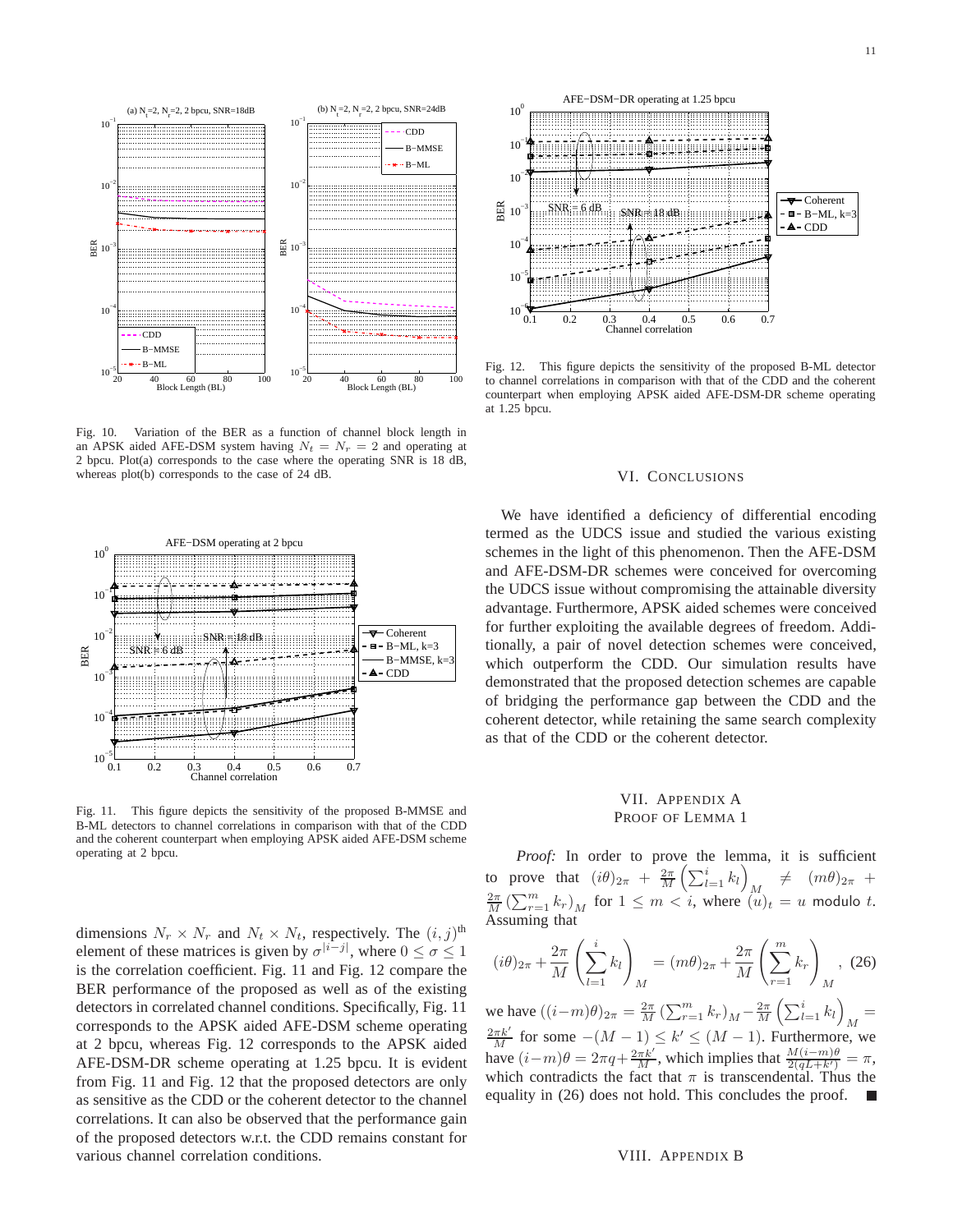Fig. 10. Variation of the BER as a function of channel block length in an APSK aided AFE-DSM system having $N_t = N_r = 2$ and operating at 2 bpcu. Plot(a) corresponds to the case where the operating SNR is 18 dB, whereas plot(b) corresponds to the case of 24 dB.

Fig. 11. This figure depicts the sensitivity of the proposed B-MMSE and B-ML detectors to channel correlations in comparison with that of the CDD and the coherent counterpart when employing APSK aided AFE-DSM scheme operating at 2 bpcu.

dimensions $N_r \times N_r$ and $N_t \times N_t$, respectively. The $(i,j)^{\text{th}}$ element of these matrices is given by $\sigma^{|i-j|}$, where $0 \leq \sigma \leq 1$ is the correlation coefficient. Fig. 11 and Fig. 12 compare the BER performance of the proposed as well as of the existing detectors in correlated channel conditions. Specifically, Fig. 11 corresponds to the APSK aided AFE-DSM scheme operating at 2 bpcu, whereas Fig. 12 corresponds to the APSK aided AFE-DSM-DR scheme operating at 1.25 bpcu. It is evident from Fig. 11 and Fig. 12 that the proposed detectors are only as sensitive as the CDD or the coherent detector to the channel correlations. It can also be observed that the performance gain of the proposed detectors w.r.t. the CDD remains constant for various channel correlation conditions.

Fig. 12. This figure depicts the sensitivity of the proposed B-ML detector to channel correlations in comparison with that of the CDD and the coherent counterpart when employing APSK aided AFE-DSM-DR scheme operating at 1.25 bpcu.

## VI. Conclusions

We have identified a deficiency of differential encoding termed as the UDCS issue and studied the various existing schemes in the light of this phenomenon. Then the AFE-DSM and AFE-DSM-DR schemes were conceived for overcoming the UDCS issue without compromising the attainable diversity advantage. Furthermore, APSK aided schemes were conceived for further exploiting the available degrees of freedom. Additionally, a pair of novel detection schemes were conceived, which outperform the CDD. Our simulation results have demonstrated that the proposed detection schemes are capable of bridging the performance gap between the CDD and the coherent detector, while retaining the same search complexity as that of the CDD or the coherent detector.

## VII. Appendix A<br>Proof of Lemma 1

*Proof:* In order to prove the lemma, it is sufficient to prove that $(i\theta)_{2\pi} + \frac{2\pi}{M}\left(\sum_{l=1}^{i} k_l\right)_M \neq (m\theta)_{2\pi} + \frac{2\pi}{M}\left(\sum_{r=1}^{m} k_r\right)_M$ for $1 \leq m < i$, where $(u)_t = u$ modulo $t$. Assuming that

$$(i\theta)_{2\pi} + \frac{2\pi}{M}\left(\sum_{l=1}^{i} k_l\right)_M = (m\theta)_{2\pi} + \frac{2\pi}{M}\left(\sum_{r=1}^{m} k_r\right)_M, \quad (26)$$

we have $((i-m)\theta)_{2\pi} = \frac{2\pi}{M}\left(\sum_{r=1}^{m} k_r\right)_M - \frac{2\pi}{M}\left(\sum_{l=1}^{i} k_l\right)_M = \frac{2\pi k'}{M}$ for some $-(M-1) \leq k' \leq (M-1)$. Furthermore, we have $(i-m)\theta = 2\pi q + \frac{2\pi k'}{M}$, which implies that $\frac{M(i-m)\theta}{2(qL+k')} = \pi$, which contradicts the fact that $\pi$ is transcendental. Thus the equality in (26) does not hold. This concludes the proof. ∎

## VIII. Appendix B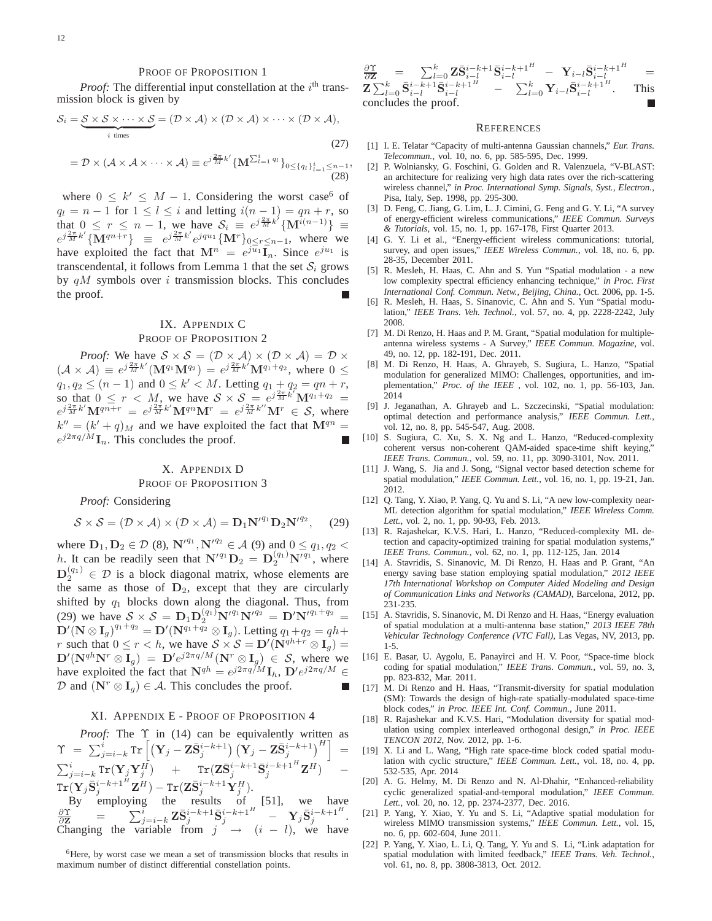### Proof of Proposition 1

*Proof:* The differential input constellation at the $i^{\text{th}}$ transmission block is given by

$$\mathcal{S}_i = \underbrace{\mathcal{S} \times \mathcal{S} \times \cdots \times \mathcal{S}}_{i \text{ times}} = (\mathcal{D} \times \mathcal{A}) \times (\mathcal{D} \times \mathcal{A}) \times \cdots \times (\mathcal{D} \times \mathcal{A}), \tag{27}$$

$$= \mathcal{D} \times (\mathcal{A} \times \mathcal{A} \times \cdots \times \mathcal{A}) \equiv e^{j\frac{2\pi}{M}k'} \{\mathbf{M}^{\sum_{l=1}^{i} q_l}\}_{0 \leq \{q_l\}_{l=1}^{i} \leq n-1}, \tag{28}$$

where $0 \leq k' \leq M-1$. Considering the worst case[6] of $q_l = n-1$ for $1 \leq l \leq i$ and letting $i(n-1) = qn + r$, so that $0 \leq r \leq n-1$, we have $\mathcal{S}_i \equiv e^{j\frac{2\pi}{M}k'}\{\mathbf{M}^{i(n-1)}\} \equiv e^{j\frac{2\pi}{M}k'}\{\mathbf{M}^{qn+r}\} \equiv e^{j\frac{2\pi}{M}k'} e^{jqu_1}\{\mathbf{M}^{r}\}_{0 \leq r \leq n-1}$, where we have exploited the fact that $\mathbf{M}^n = e^{ju_1}\mathbf{I}_n$. Since $e^{ju_1}$ is transcendental, it follows from Lemma 1 that the set $\mathcal{S}_i$ grows by $qM$ symbols over $i$ transmission blocks. This concludes the proof. ■

## IX. Appendix C
### Proof of Proposition 2

*Proof:* We have $\mathcal{S} \times \mathcal{S} = (\mathcal{D} \times \mathcal{A}) \times (\mathcal{D} \times \mathcal{A}) = \mathcal{D} \times (\mathcal{A} \times \mathcal{A}) \equiv e^{j\frac{2\pi}{M}k'}(\mathbf{M}^{q_1}\mathbf{M}^{q_2}) = e^{j\frac{2\pi}{M}k'}\mathbf{M}^{q_1+q_2}$, where $0 \leq q_1, q_2 \leq (n-1)$ and $0 \leq k' < M$. Letting $q_1 + q_2 = qn + r$, so that $0 \leq r < M$, we have $\mathcal{S} \times \mathcal{S} = e^{j\frac{2\pi}{M}k'}\mathbf{M}^{q_1+q_2} = e^{j\frac{2\pi}{M}k'}\mathbf{M}^{qn+r} = e^{j\frac{2\pi}{M}k'}\mathbf{M}^{qn}\mathbf{M}^{r} = e^{j\frac{2\pi}{M}k''}\mathbf{M}^{r} \in \mathcal{S}$, where $k'' = (k'+q)_M$ and we have exploited the fact that $\mathbf{M}^{qn} = e^{j2\pi q/M}\mathbf{I}_n$. This concludes the proof. ■

## X. Appendix D
### Proof of Proposition 3

*Proof:* Considering

$$\mathcal{S} \times \mathcal{S} = (\mathcal{D} \times \mathcal{A}) \times (\mathcal{D} \times \mathcal{A}) = \mathbf{D}_1\mathbf{N}'^{q_1}\mathbf{D}_2\mathbf{N}'^{q_2}, \tag{29}$$

where $\mathbf{D}_1, \mathbf{D}_2 \in \mathcal{D}$ (8), $\mathbf{N}'^{q_1}, \mathbf{N}'^{q_2} \in \mathcal{A}$ (9) and $0 \leq q_1, q_2 < h$. It can be readily seen that $\mathbf{N}'^{q_1}\mathbf{D}_2 = \mathbf{D}_2^{(q_1)}\mathbf{N}'^{q_1}$, where $\mathbf{D}_2^{(q_1)} \in \mathcal{D}$ is a block diagonal matrix, whose elements are the same as those of $\mathbf{D}_2$, except that they are circularly shifted by $q_1$ blocks down along the diagonal. Thus, from (29) we have $\mathcal{S} \times \mathcal{S} = \mathbf{D}_1\mathbf{D}_2^{(q_1)}\mathbf{N}'^{q_1}\mathbf{N}'^{q_2} = \mathbf{D}'\mathbf{N}'^{q_1+q_2} = \mathbf{D}'(\mathbf{N} \otimes \mathbf{I}_g)^{q_1+q_2} = \mathbf{D}'(\mathbf{N}^{q_1+q_2} \otimes \mathbf{I}_g)$. Letting $q_1 + q_2 = qh + r$ such that $0 \leq r < h$, we have $\mathcal{S} \times \mathcal{S} = \mathbf{D}'(\mathbf{N}^{qh+r} \otimes \mathbf{I}_g) = \mathbf{D}'(\mathbf{N}^{qh}\mathbf{N}^{r} \otimes \mathbf{I}_g) = \mathbf{D}'e^{j2\pi q/M}(\mathbf{N}^{r} \otimes \mathbf{I}_g) \in \mathcal{S}$, where we have exploited the fact that $\mathbf{N}^{qh} = e^{j2\pi q/M}\mathbf{I}_h$, $\mathbf{D}'e^{j2\pi q/M} \in \mathcal{D}$ and $(\mathbf{N}^{r} \otimes \mathbf{I}_g) \in \mathcal{A}$. This concludes the proof. ■

## XI. Appendix E - Proof of Proposition 4

*Proof:* The $\Upsilon$ in (14) can be equivalently written as $\Upsilon = \sum_{j=i-k}^{i} \mathrm{Tr}\left[\left(\mathbf{Y}_j - \mathbf{Z}\bar{\mathbf{S}}_j^{i-k+1}\right)\left(\mathbf{Y}_j - \mathbf{Z}\bar{\mathbf{S}}_j^{i-k+1}\right)^H\right] = \sum_{j=i-k}^{i} \mathrm{Tr}(\mathbf{Y}_j\mathbf{Y}_j^H) + \mathrm{Tr}(\mathbf{Z}\bar{\mathbf{S}}_j^{i-k+1}\bar{\mathbf{S}}_j^{i-k+1^H}\mathbf{Z}^H) - \mathrm{Tr}(\mathbf{Y}_j\bar{\mathbf{S}}_j^{i-k+1^H}\mathbf{Z}^H) - \mathrm{Tr}(\mathbf{Z}\bar{\mathbf{S}}_j^{i-k+1}\mathbf{Y}_j^H)$.

By employing the results of [51], we have $\frac{\partial \Upsilon}{\partial \mathbf{Z}} = \sum_{j=i-k}^{i} \mathbf{Z}\bar{\mathbf{S}}_j^{i-k+1}\bar{\mathbf{S}}_j^{i-k+1^H} - \mathbf{Y}_j\bar{\mathbf{S}}_j^{i-k+1^H}$. Changing the variable from $j \to (i-l)$, we have $\frac{\partial \Upsilon}{\partial \mathbf{Z}} = \sum_{l=0}^{k} \mathbf{Z}\bar{\mathbf{S}}_{i-l}^{i-k+1}\bar{\mathbf{S}}_{i-l}^{i-k+1^H} - \mathbf{Y}_{i-l}\bar{\mathbf{S}}_{i-l}^{i-k+1^H} = \mathbf{Z}\sum_{l=0}^{k} \bar{\mathbf{S}}_{i-l}^{i-k+1}\bar{\mathbf{S}}_{i-l}^{i-k+1^H} - \sum_{l=0}^{k} \mathbf{Y}_{i-l}\bar{\mathbf{S}}_{i-l}^{i-k+1^H}$. This concludes the proof. ■

[6] Here, by worst case we mean a set of transmission blocks that results in maximum number of distinct differential constellation points.

## References

[1] I. E. Telatar "Capacity of multi-antenna Gaussian channels," *Eur. Trans. Telecommun.*, vol. 10, no. 6, pp. 585-595, Dec. 1999.

[2] P. Wolniansky, G. Foschini, G. Golden and R. Valenzuela, "V-BLAST: an architecture for realizing very high data rates over the rich-scattering wireless channel," *in Proc. International Symp. Signals, Syst., Electron.*, Pisa, Italy, Sep. 1998, pp. 295-300.

[3] D. Feng, C. Jiang, G. Lim, L. J. Cimini, G. Feng and G. Y. Li, "A survey of energy-efficient wireless communications," *IEEE Commun. Surveys & Tutorials*, vol. 15, no. 1, pp. 167-178, First Quarter 2013.

[4] G. Y. Li et al., "Energy-efficient wireless communications: tutorial, survey, and open issues," *IEEE Wireless Commun.*, vol. 18, no. 6, pp. 28-35, December 2011.

[5] R. Mesleh, H. Haas, C. Ahn and S. Yun "Spatial modulation - a new low complexity spectral efficiency enhancing technique," *in Proc. First International Conf. Commun. Netw., Beijing, China.*, Oct. 2006, pp. 1-5.

[6] R. Mesleh, H. Haas, S. Sinanovic, C. Ahn and S. Yun "Spatial modulation," *IEEE Trans. Veh. Technol.*, vol. 57, no. 4, pp. 2228-2242, July 2008.

[7] M. Di Renzo, H. Haas and P. M. Grant, "Spatial modulation for multiple-antenna wireless systems - A Survey," *IEEE Commun. Magazine*, vol. 49, no. 12, pp. 182-191, Dec. 2011.

[8] M. Di Renzo, H. Haas, A. Ghrayeb, S. Sugiura, L. Hanzo, "Spatial modulation for generalized MIMO: Challenges, opportunities, and implementation," *Proc. of the IEEE* , vol. 102, no. 1, pp. 56-103, Jan. 2014

[9] J. Jeganathan, A. Ghrayeb and L. Szczecinski, "Spatial modulation: optimal detection and performance analysis," *IEEE Commun. Lett.*, vol. 12, no. 8, pp. 545-547, Aug. 2008.

[10] S. Sugiura, C. Xu, S. X. Ng and L. Hanzo, "Reduced-complexity coherent versus non-coherent QAM-aided space-time shift keying," *IEEE Trans. Commun.*, vol. 59, no. 11, pp. 3090-3101, Nov. 2011.

[11] J. Wang, S. Jia and J. Song, "Signal vector based detection scheme for spatial modulation," *IEEE Commun. Lett.*, vol. 16, no. 1, pp. 19-21, Jan. 2012.

[12] Q. Tang, Y. Xiao, P. Yang, Q. Yu and S. Li, "A new low-complexity near-ML detection algorithm for spatial modulation," *IEEE Wireless Comm. Lett.*, vol. 2, no. 1, pp. 90-93, Feb. 2013.

[13] R. Rajashekar, K.V.S. Hari, L. Hanzo, "Reduced-complexity ML detection and capacity-optimized training for spatial modulation systems," *IEEE Trans. Commun.*, vol. 62, no. 1, pp. 112-125, Jan. 2014

[14] A. Stavridis, S. Sinanovic, M. Di Renzo, H. Haas and P. Grant, "An energy saving base station employing spatial modulation," *2012 IEEE 17th International Workshop on Computer Aided Modeling and Design of Communication Links and Networks (CAMAD)*, Barcelona, 2012, pp. 231-235.

[15] A. Stavridis, S. Sinanovic, M. Di Renzo and H. Haas, "Energy evaluation of spatial modulation at a multi-antenna base station," *2013 IEEE 78th Vehicular Technology Conference (VTC Fall)*, Las Vegas, NV, 2013, pp. 1-5.

[16] E. Basar, U. Aygolu, E. Panayirci and H. V. Poor, "Space-time block coding for spatial modulation," *IEEE Trans. Commun.*, vol. 59, no. 3, pp. 823-832, Mar. 2011.

[17] M. Di Renzo and H. Haas, "Transmit-diversity for spatial modulation (SM): Towards the design of high-rate spatially-modulated space-time block codes," *in Proc. IEEE Int. Conf. Commun.*, June 2011.

[18] R. Rajashekar and K.V.S. Hari, "Modulation diversity for spatial modulation using complex interleaved orthogonal design," *in Proc. IEEE TENCON 2012*, Nov. 2012, pp. 1-6.

[19] X. Li and L. Wang, "High rate space-time block coded spatial modulation with cyclic structure," *IEEE Commun. Lett.*, vol. 18, no. 4, pp. 532-535, Apr. 2014

[20] A. G. Helmy, M. Di Renzo and N. Al-Dhahir, "Enhanced-reliability cyclic generalized spatial-and-temporal modulation," *IEEE Commun. Lett.*, vol. 20, no. 12, pp. 2374-2377, Dec. 2016.

[21] P. Yang, Y. Xiao, Y. Yu and S. Li, "Adaptive spatial modulation for wireless MIMO transmission systems," *IEEE Commun. Lett.*, vol. 15, no. 6, pp. 602-604, June 2011.

[22] P. Yang, Y. Xiao, L. Li, Q. Tang, Y. Yu and S. Li, "Link adaptation for spatial modulation with limited feedback," *IEEE Trans. Veh. Technol.*, vol. 61, no. 8, pp. 3808-3813, Oct. 2012.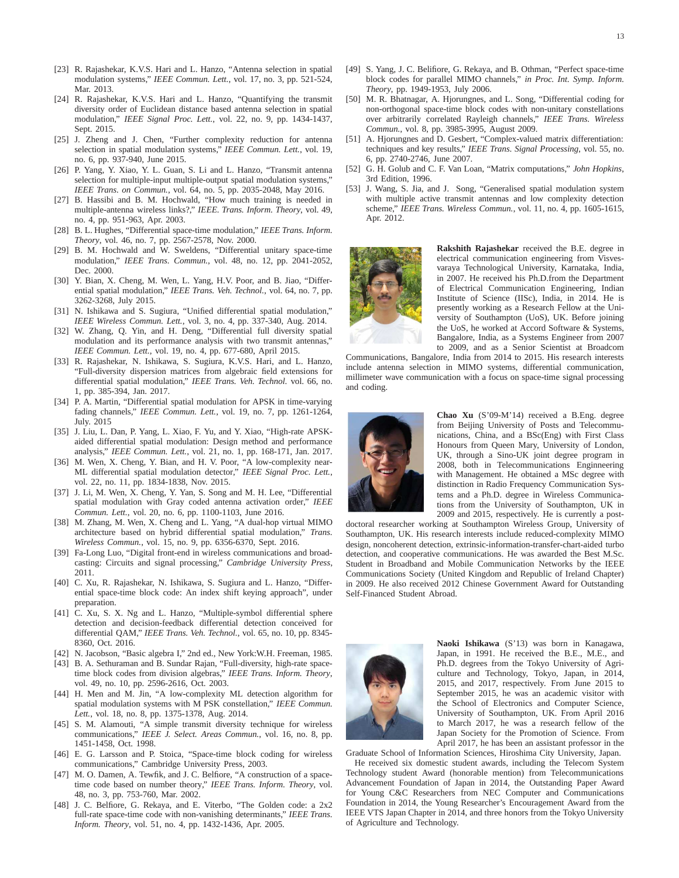[23] R. Rajashekar, K.V.S. Hari and L. Hanzo, "Antenna selection in spatial modulation systems," *IEEE Commun. Lett.*, vol. 17, no. 3, pp. 521-524, Mar. 2013.

[24] R. Rajashekar, K.V.S. Hari and L. Hanzo, "Quantifying the transmit diversity order of Euclidean distance based antenna selection in spatial modulation," *IEEE Signal Proc. Lett.*, vol. 22, no. 9, pp. 1434-1437, Sept. 2015.

[25] J. Zheng and J. Chen, "Further complexity reduction for antenna selection in spatial modulation systems," *IEEE Commun. Lett.*, vol. 19, no. 6, pp. 937-940, June 2015.

[26] P. Yang, Y. Xiao, Y. L. Guan, S. Li and L. Hanzo, "Transmit antenna selection for multiple-input multiple-output spatial modulation systems," *IEEE Trans. on Commun.*, vol. 64, no. 5, pp. 2035-2048, May 2016.

[27] B. Hassibi and B. M. Hochwald, "How much training is needed in multiple-antenna wireless links?," *IEEE. Trans. Inform. Theory*, vol. 49, no. 4, pp. 951-963, Apr. 2003.

[28] B. L. Hughes, "Differential space-time modulation," *IEEE Trans. Inform. Theory*, vol. 46, no. 7, pp. 2567-2578, Nov. 2000.

[29] B. M. Hochwald and W. Sweldens, "Differential unitary space-time modulation," *IEEE Trans. Commun.*, vol. 48, no. 12, pp. 2041-2052, Dec. 2000.

[30] Y. Bian, X. Cheng, M. Wen, L. Yang, H.V. Poor, and B. Jiao, "Differential spatial modulation," *IEEE Trans. Veh. Technol.*, vol. 64, no. 7, pp. 3262-3268, July 2015.

[31] N. Ishikawa and S. Sugiura, "Unified differential spatial modulation," *IEEE Wireless Commun. Lett.*, vol. 3, no. 4, pp. 337-340, Aug. 2014.

[32] W. Zhang, Q. Yin, and H. Deng, "Differential full diversity spatial modulation and its performance analysis with two transmit antennas," *IEEE Commun. Lett.*, vol. 19, no. 4, pp. 677-680, April 2015.

[33] R. Rajashekar, N. Ishikawa, S. Sugiura, K.V.S. Hari, and L. Hanzo, "Full-diversity dispersion matrices from algebraic field extensions for differential spatial modulation," *IEEE Trans. Veh. Technol.* vol. 66, no. 1, pp. 385-394, Jan. 2017.

[34] P. A. Martin, "Differential spatial modulation for APSK in time-varying fading channels," *IEEE Commun. Lett.*, vol. 19, no. 7, pp. 1261-1264, July. 2015

[35] J. Liu, L. Dan, P. Yang, L. Xiao, F. Yu, and Y. Xiao, "High-rate APSK-aided differential spatial modulation: Design method and performance analysis," *IEEE Commun. Lett.*, vol. 21, no. 1, pp. 168-171, Jan. 2017.

[36] M. Wen, X. Cheng, Y. Bian, and H. V. Poor, "A low-complexity near-ML differential spatial modulation detector," *IEEE Signal Proc. Lett.*, vol. 22, no. 11, pp. 1834-1838, Nov. 2015.

[37] J. Li, M. Wen, X. Cheng, Y. Yan, S. Song and M. H. Lee, "Differential spatial modulation with Gray coded antenna activation order," *IEEE Commun. Lett.*, vol. 20, no. 6, pp. 1100-1103, June 2016.

[38] M. Zhang, M. Wen, X. Cheng and L. Yang, "A dual-hop virtual MIMO architecture based on hybrid differential spatial modulation," *Trans. Wireless Commun.*, vol. 15, no. 9, pp. 6356-6370, Sept. 2016.

[39] Fa-Long Luo, "Digital front-end in wireless communications and broadcasting: Circuits and signal processing," *Cambridge University Press*, 2011.

[40] C. Xu, R. Rajashekar, N. Ishikawa, S. Sugiura and L. Hanzo, "Differential space-time block code: An index shift keying approach", under preparation.

[41] C. Xu, S. X. Ng and L. Hanzo, "Multiple-symbol differential sphere detection and decision-feedback differential detection conceived for differential QAM," *IEEE Trans. Veh. Technol.*, vol. 65, no. 10, pp. 8345-8360, Oct. 2016.

[42] N. Jacobson, "Basic algebra I," 2nd ed., New York:W.H. Freeman, 1985.

[43] B. A. Sethuraman and B. Sundar Rajan, "Full-diversity, high-rate space-time block codes from division algebras," *IEEE Trans. Inform. Theory*, vol. 49, no. 10, pp. 2596-2616, Oct. 2003.

[44] H. Men and M. Jin, "A low-complexity ML detection algorithm for spatial modulation systems with M PSK constellation," *IEEE Commun. Lett.*, vol. 18, no. 8, pp. 1375-1378, Aug. 2014.

[45] S. M. Alamouti, "A simple transmit diversity technique for wireless communications," *IEEE J. Select. Areas Commun.*, vol. 16, no. 8, pp. 1451-1458, Oct. 1998.

[46] E. G. Larsson and P. Stoica, "Space-time block coding for wireless communications," Cambridge University Press, 2003.

[47] M. O. Damen, A. Tewfik, and J. C. Belfiore, "A construction of a space-time code based on number theory," *IEEE Trans. Inform. Theory*, vol. 48, no. 3, pp. 753-760, Mar. 2002.

[48] J. C. Belfiore, G. Rekaya, and E. Viterbo, "The Golden code: a 2x2 full-rate space-time code with non-vanishing determinants," *IEEE Trans. Inform. Theory*, vol. 51, no. 4, pp. 1432-1436, Apr. 2005.

[49] S. Yang, J. C. Belifiore, G. Rekaya, and B. Othman, "Perfect space-time block codes for parallel MIMO channels," *in Proc. Int. Symp. Inform. Theory*, pp. 1949-1953, July 2006.

[50] M. R. Bhatnagar, A. Hjorungnes, and L. Song, "Differential coding for non-orthogonal space-time block codes with non-unitary constellations over arbitrarily correlated Rayleigh channels," *IEEE Trans. Wireless Commun.*, vol. 8, pp. 3985-3995, August 2009.

[51] A. Hjorungnes and D. Gesbert, "Complex-valued matrix differentiation: techniques and key results," *IEEE Trans. Signal Processing*, vol. 55, no. 6, pp. 2740-2746, June 2007.

[52] G. H. Golub and C. F. Van Loan, "Matrix computations," *John Hopkins*, 3rd Edition, 1996.

[53] J. Wang, S. Jia, and J. Song, "Generalised spatial modulation system with multiple active transmit antennas and low complexity detection scheme," *IEEE Trans. Wireless Commun.*, vol. 11, no. 4, pp. 1605-1615, Apr. 2012.

**Rakshith Rajashekar** received the B.E. degree in electrical communication engineering from Visvesvaraya Technological University, Karnataka, India, in 2007. He received his Ph.D.from the Department of Electrical Communication Engineering, Indian Institute of Science (IISc), India, in 2014. He is presently working as a Research Fellow at the University of Southampton (UoS), UK. Before joining the UoS, he worked at Accord Software & Systems, Bangalore, India, as a Systems Engineer from 2007 to 2009, and as a Senior Scientist at Broadcom Communications, Bangalore, India from 2014 to 2015. His research interests include antenna selection in MIMO systems, differential communication, millimeter wave communication with a focus on space-time signal processing and coding.

**Chao Xu** (S'09-M'14) received a B.Eng. degree from Beijing University of Posts and Telecommunications, China, and a BSc(Eng) with First Class Honours from Queen Mary, University of London, UK, through a Sino-UK joint degree program in 2008, both in Telecommunications Engineeering with Management. He obtained a MSc degree with distinction in Radio Frequency Communication Systems and a Ph.D. degree in Wireless Communications from the University of Southampton, UK in 2009 and 2015, respectively. He is currently a postdoctoral researcher working at Southampton Wireless Group, University of Southampton, UK. His research interests include reduced-complexity MIMO design, noncoherent detection, extrinsic-information-transfer-chart-aided turbo detection, and cooperative communications. He was awarded the Best M.Sc. Student in Broadband and Mobile Communication Networks by the IEEE Communications Society (United Kingdom and Republic of Ireland Chapter) in 2009. He also received 2012 Chinese Government Award for Outstanding Self-Financed Student Abroad.

**Naoki Ishikawa** (S'13) was born in Kanagawa, Japan, in 1991. He received the B.E., M.E., and Ph.D. degrees from the Tokyo University of Agriculture and Technology, Tokyo, Japan, in 2014, 2015, and 2017, respectively. From June 2015 to September 2015, he was an academic visitor with the School of Electronics and Computer Science, University of Southampton, UK. From April 2016 to March 2017, he was a research fellow of the Japan Society for the Promotion of Science. From April 2017, he has been an assistant professor in the Graduate School of Information Sciences, Hiroshima City University, Japan.

He received six domestic student awards, including the Telecom System Technology student Award (honorable mention) from Telecommunications Advancement Foundation of Japan in 2014, the Outstanding Paper Award for Young C&C Researchers from NEC Computer and Communications Foundation in 2014, the Young Researcher's Encouragement Award from the IEEE VTS Japan Chapter in 2014, and three honors from the Tokyo University of Agriculture and Technology.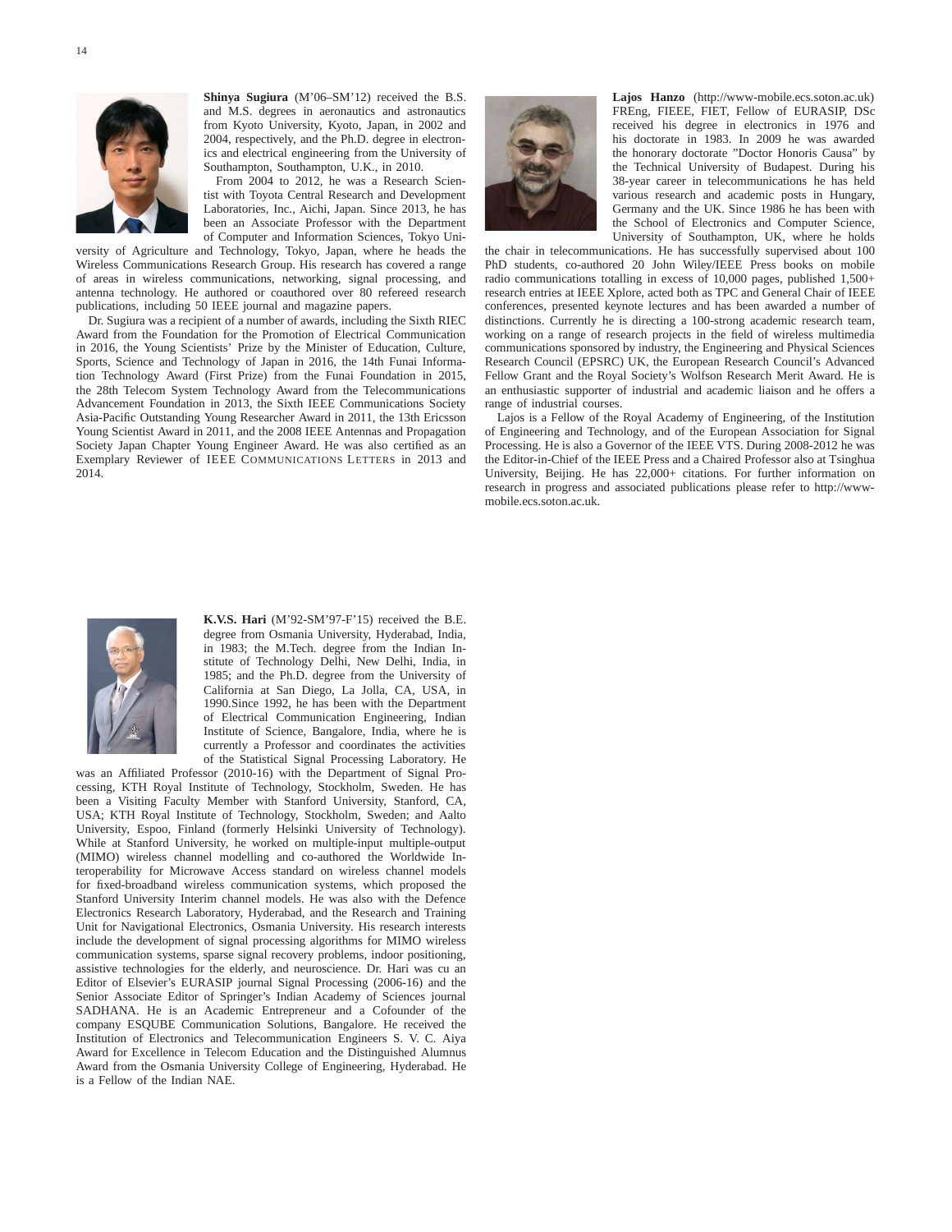**Shinya Sugiura** (M'06–SM'12) received the B.S. and M.S. degrees in aeronautics and astronautics from Kyoto University, Kyoto, Japan, in 2002 and 2004, respectively, and the Ph.D. degree in electronics and electrical engineering from the University of Southampton, Southampton, U.K., in 2010.

From 2004 to 2012, he was a Research Scientist with Toyota Central Research and Development Laboratories, Inc., Aichi, Japan. Since 2013, he has been an Associate Professor with the Department of Computer and Information Sciences, Tokyo University of Agriculture and Technology, Tokyo, Japan, where he heads the Wireless Communications Research Group. His research has covered a range of areas in wireless communications, networking, signal processing, and antenna technology. He authored or coauthored over 80 refereed research publications, including 50 IEEE journal and magazine papers.

Dr. Sugiura was a recipient of a number of awards, including the Sixth RIEC Award from the Foundation for the Promotion of Electrical Communication in 2016, the Young Scientists' Prize by the Minister of Education, Culture, Sports, Science and Technology of Japan in 2016, the 14th Funai Information Technology Award (First Prize) from the Funai Foundation in 2015, the 28th Telecom System Technology Award from the Telecommunications Advancement Foundation in 2013, the Sixth IEEE Communications Society Asia-Pacific Outstanding Young Researcher Award in 2011, the 13th Ericsson Young Scientist Award in 2011, and the 2008 IEEE Antennas and Propagation Society Japan Chapter Young Engineer Award. He was also certified as an Exemplary Reviewer of IEEE COMMUNICATIONS LETTERS in 2013 and 2014.

**Lajos Hanzo** (http://www-mobile.ecs.soton.ac.uk) FREng, FIEEE, FIET, Fellow of EURASIP, DSc received his degree in electronics in 1976 and his doctorate in 1983. In 2009 he was awarded the honorary doctorate "Doctor Honoris Causa" by the Technical University of Budapest. During his 38-year career in telecommunications he has held various research and academic posts in Hungary, Germany and the UK. Since 1986 he has been with the School of Electronics and Computer Science, University of Southampton, UK, where he holds the chair in telecommunications. He has successfully supervised about 100 PhD students, co-authored 20 John Wiley/IEEE Press books on mobile radio communications totalling in excess of 10,000 pages, published 1,500+ research entries at IEEE Xplore, acted both as TPC and General Chair of IEEE conferences, presented keynote lectures and has been awarded a number of distinctions. Currently he is directing a 100-strong academic research team, working on a range of research projects in the field of wireless multimedia communications sponsored by industry, the Engineering and Physical Sciences Research Council (EPSRC) UK, the European Research Council's Advanced Fellow Grant and the Royal Society's Wolfson Research Merit Award. He is an enthusiastic supporter of industrial and academic liaison and he offers a range of industrial courses.

Lajos is a Fellow of the Royal Academy of Engineering, of the Institution of Engineering and Technology, and of the European Association for Signal Processing. He is also a Governor of the IEEE VTS. During 2008-2012 he was the Editor-in-Chief of the IEEE Press and a Chaired Professor also at Tsinghua University, Beijing. He has 22,000+ citations. For further information on research in progress and associated publications please refer to http://www-mobile.ecs.soton.ac.uk.

**K.V.S. Hari** (M'92-SM'97-F'15) received the B.E. degree from Osmania University, Hyderabad, India, in 1983; the M.Tech. degree from the Indian Institute of Technology Delhi, New Delhi, India, in 1985; and the Ph.D. degree from the University of California at San Diego, La Jolla, CA, USA, in 1990.Since 1992, he has been with the Department of Electrical Communication Engineering, Indian Institute of Science, Bangalore, India, where he is currently a Professor and coordinates the activities of the Statistical Signal Processing Laboratory. He was an Affiliated Professor (2010-16) with the Department of Signal Processing, KTH Royal Institute of Technology, Stockholm, Sweden. He has been a Visiting Faculty Member with Stanford University, Stanford, CA, USA; KTH Royal Institute of Technology, Stockholm, Sweden; and Aalto University, Espoo, Finland (formerly Helsinki University of Technology). While at Stanford University, he worked on multiple-input multiple-output (MIMO) wireless channel modelling and co-authored the Worldwide Interoperability for Microwave Access standard on wireless channel models for fixed-broadband wireless communication systems, which proposed the Stanford University Interim channel models. He was also with the Defence Electronics Research Laboratory, Hyderabad, and the Research and Training Unit for Navigational Electronics, Osmania University. His research interests include the development of signal processing algorithms for MIMO wireless communication systems, sparse signal recovery problems, indoor positioning, assistive technologies for the elderly, and neuroscience. Dr. Hari was cu an Editor of Elsevier's EURASIP journal Signal Processing (2006-16) and the Senior Associate Editor of Springer's Indian Academy of Sciences journal SADHANA. He is an Academic Entrepreneur and a Cofounder of the company ESQUBE Communication Solutions, Bangalore. He received the Institution of Electronics and Telecommunication Engineers S. V. C. Aiya Award for Excellence in Telecom Education and the Distinguished Alumnus Award from the Osmania University College of Engineering, Hyderabad. He is a Fellow of the Indian NAE.